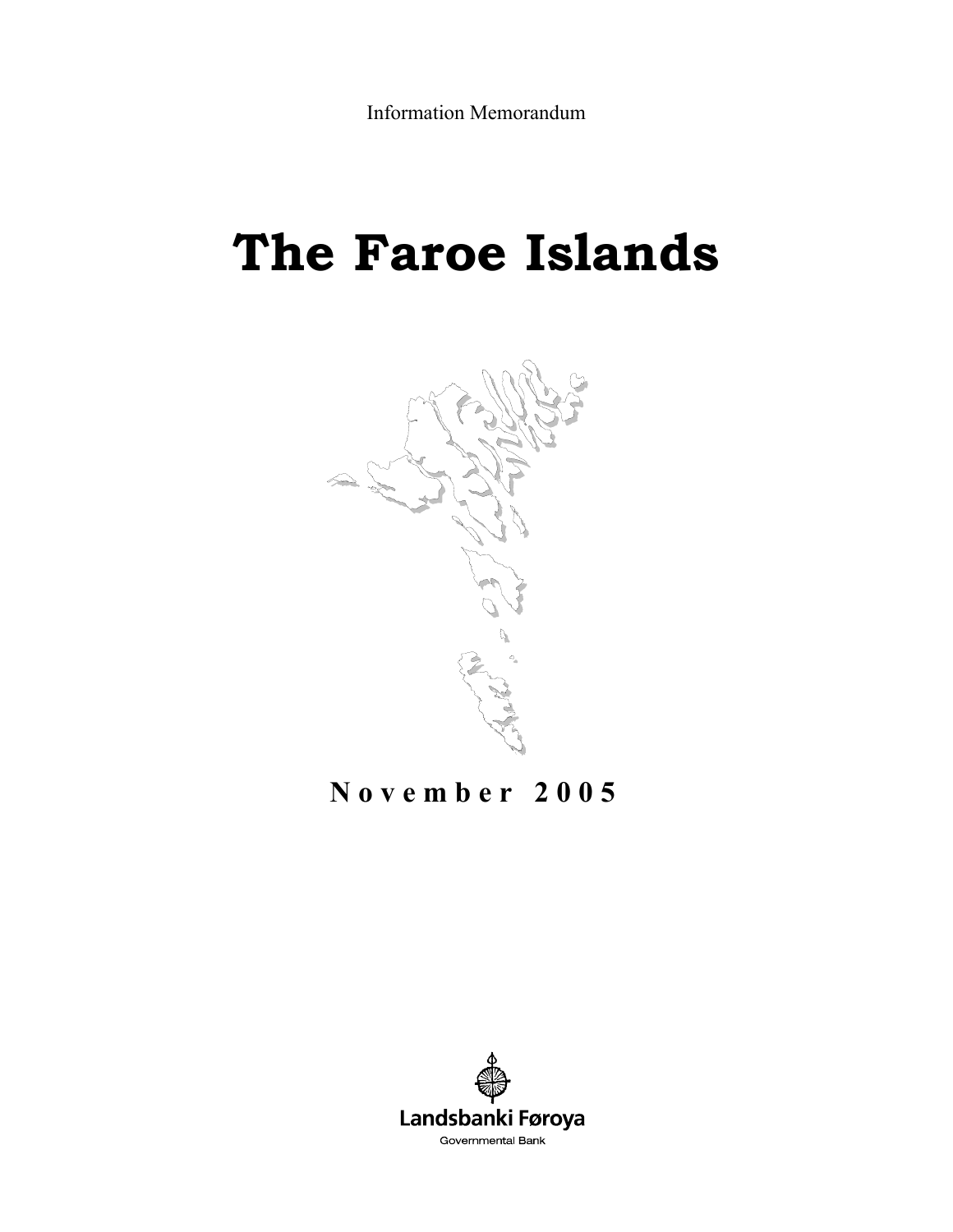Information Memorandum

# The Faroe Islands

**November 2005**

Landsbanki Føroya

Governmental Bank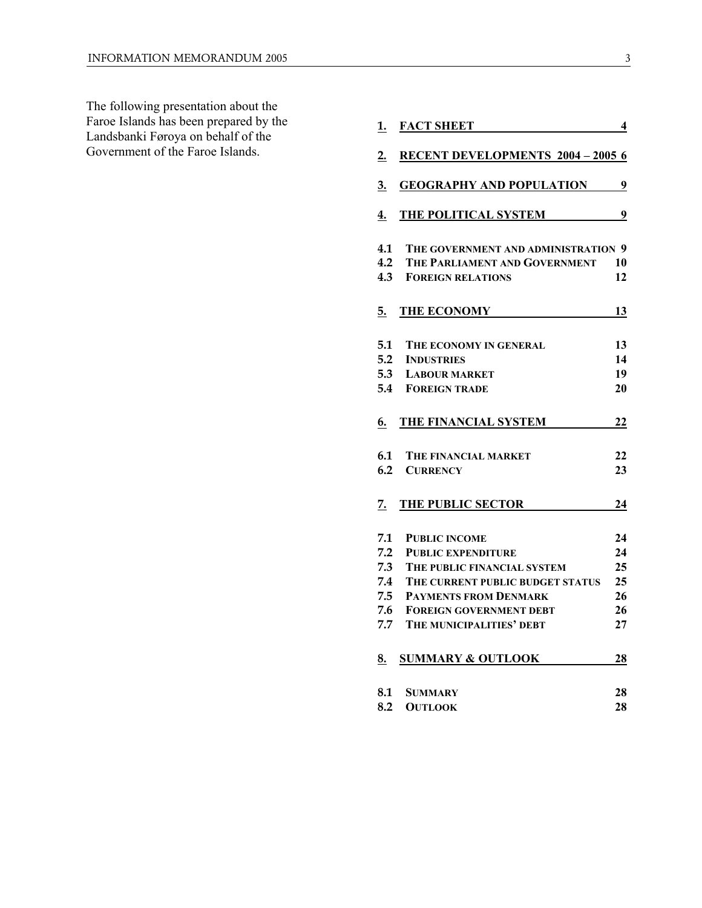The following presentation about the Faroe Islands has been prepared by the Landsbanki Føroya on behalf of the Government of the Faroe Islands.

| | | |
|---|---|---|
| **1.** | **FACT SHEET** | **4** |
| **2.** | **RECENT DEVELOPMENTS 2004 – 2005** | **6** |
| **3.** | **GEOGRAPHY AND POPULATION** | **9** |
| **4.** | **THE POLITICAL SYSTEM** | **9** |
| **4.1** | **THE GOVERNMENT AND ADMINISTRATION** | **9** |
| **4.2** | **THE PARLIAMENT AND GOVERNMENT** | **10** |
| **4.3** | **FOREIGN RELATIONS** | **12** |
| **5.** | **THE ECONOMY** | **13** |
| **5.1** | **THE ECONOMY IN GENERAL** | **13** |
| **5.2** | **INDUSTRIES** | **14** |
| **5.3** | **LABOUR MARKET** | **19** |
| **5.4** | **FOREIGN TRADE** | **20** |
| **6.** | **THE FINANCIAL SYSTEM** | **22** |
| **6.1** | **THE FINANCIAL MARKET** | **22** |
| **6.2** | **CURRENCY** | **23** |
| **7.** | **THE PUBLIC SECTOR** | **24** |
| **7.1** | **PUBLIC INCOME** | **24** |
| **7.2** | **PUBLIC EXPENDITURE** | **24** |
| **7.3** | **THE PUBLIC FINANCIAL SYSTEM** | **25** |
| **7.4** | **THE CURRENT PUBLIC BUDGET STATUS** | **25** |
| **7.5** | **PAYMENTS FROM DENMARK** | **26** |
| **7.6** | **FOREIGN GOVERNMENT DEBT** | **26** |
| **7.7** | **THE MUNICIPALITIES' DEBT** | **27** |
| **8.** | **SUMMARY & OUTLOOK** | **28** |
| **8.1** | **SUMMARY** | **28** |
| **8.2** | **OUTLOOK** | **28** |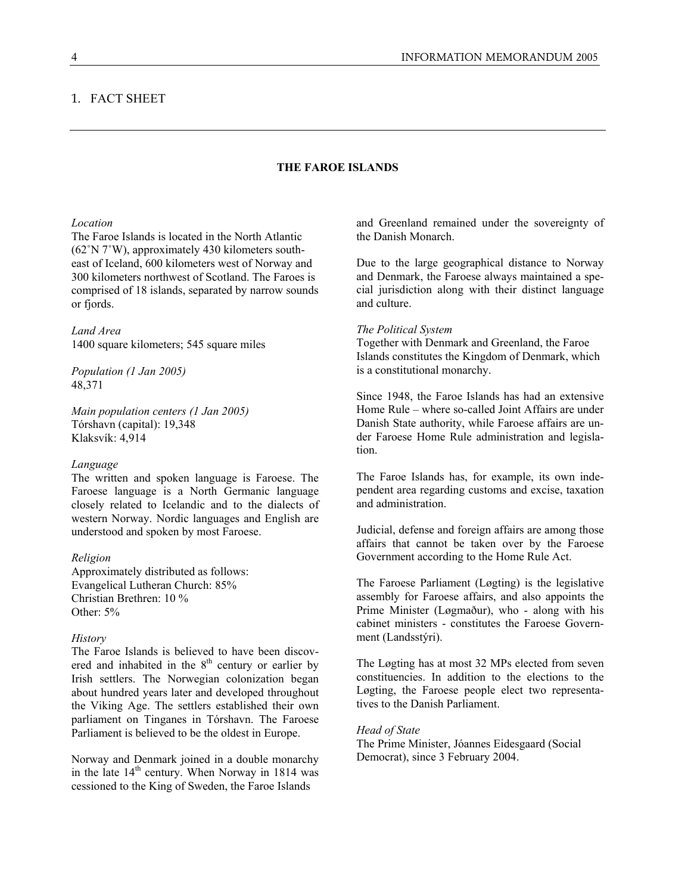# 1. FACT SHEET

## THE FAROE ISLANDS

*Location*
The Faroe Islands is located in the North Atlantic (62˚N 7˚W), approximately 430 kilometers south-east of Iceland, 600 kilometers west of Norway and 300 kilometers northwest of Scotland. The Faroes is comprised of 18 islands, separated by narrow sounds or fjords.

*Land Area*
1400 square kilometers; 545 square miles

*Population (1 Jan 2005)*
48,371

*Main population centers (1 Jan 2005)*
Tórshavn (capital): 19,348
Klaksvík: 4,914

*Language*
The written and spoken language is Faroese. The Faroese language is a North Germanic language closely related to Icelandic and to the dialects of western Norway. Nordic languages and English are understood and spoken by most Faroese.

*Religion*
Approximately distributed as follows:
Evangelical Lutheran Church: 85%
Christian Brethren: 10 %
Other: 5%

*History*
The Faroe Islands is believed to have been discovered and inhabited in the 8th century or earlier by Irish settlers. The Norwegian colonization began about hundred years later and developed throughout the Viking Age. The settlers established their own parliament on Tinganes in Tórshavn. The Faroese Parliament is believed to be the oldest in Europe.

Norway and Denmark joined in a double monarchy in the late 14th century. When Norway in 1814 was cessioned to the King of Sweden, the Faroe Islands and Greenland remained under the sovereignty of the Danish Monarch.

Due to the large geographical distance to Norway and Denmark, the Faroese always maintained a special jurisdiction along with their distinct language and culture.

*The Political System*
Together with Denmark and Greenland, the Faroe Islands constitutes the Kingdom of Denmark, which is a constitutional monarchy.

Since 1948, the Faroe Islands has had an extensive Home Rule – where so-called Joint Affairs are under Danish State authority, while Faroese affairs are under Faroese Home Rule administration and legislation.

The Faroe Islands has, for example, its own independent area regarding customs and excise, taxation and administration.

Judicial, defense and foreign affairs are among those affairs that cannot be taken over by the Faroese Government according to the Home Rule Act.

The Faroese Parliament (Løgting) is the legislative assembly for Faroese affairs, and also appoints the Prime Minister (Løgmaður), who - along with his cabinet ministers - constitutes the Faroese Government (Landsstýri).

The Løgting has at most 32 MPs elected from seven constituencies. In addition to the elections to the Løgting, the Faroese people elect two representatives to the Danish Parliament.

*Head of State*
The Prime Minister, Jóannes Eidesgaard (Social Democrat), since 3 February 2004.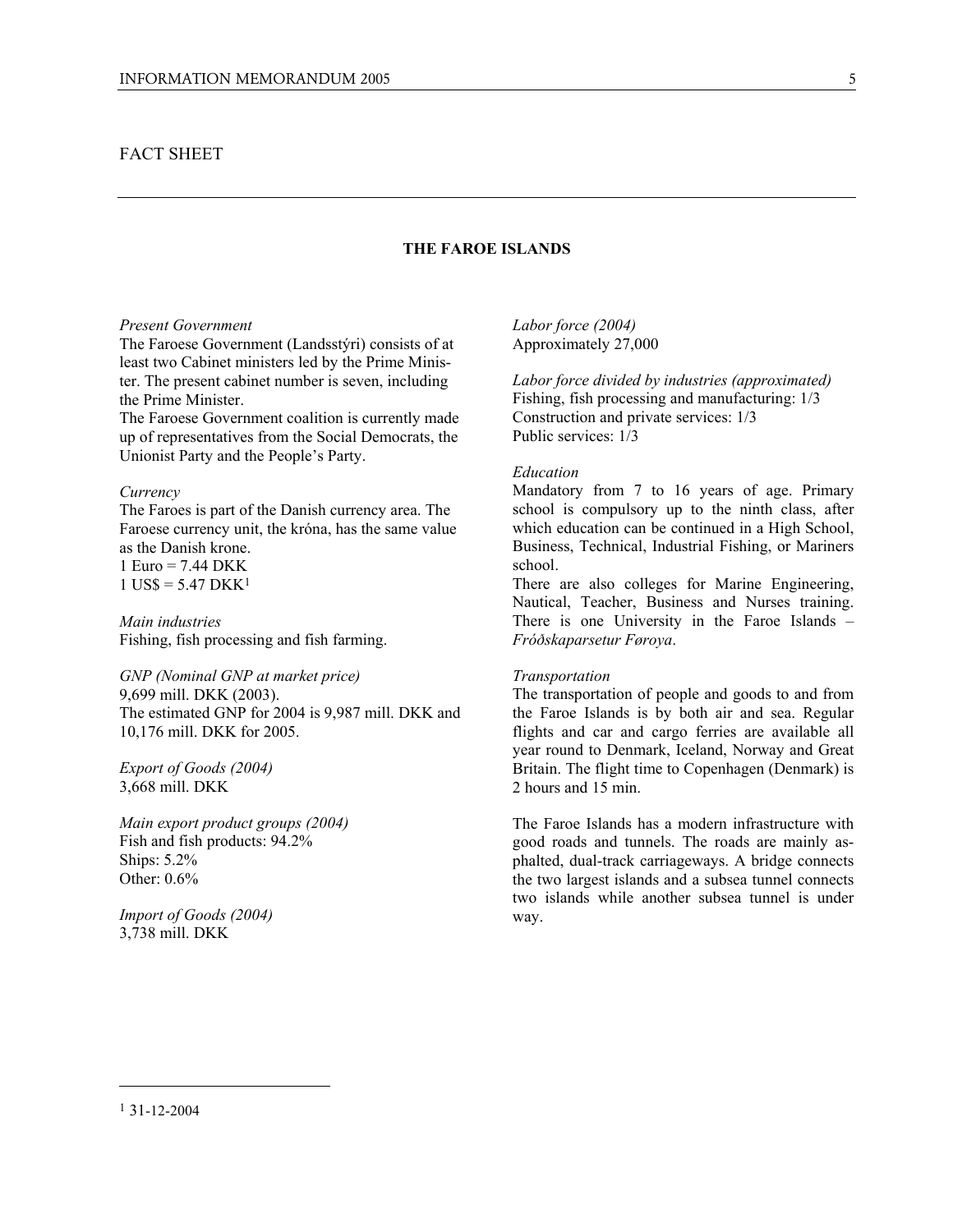## FACT SHEET

### THE FAROE ISLANDS

*Present Government*
The Faroese Government (Landsstýri) consists of at least two Cabinet ministers led by the Prime Minister. The present cabinet number is seven, including the Prime Minister.
The Faroese Government coalition is currently made up of representatives from the Social Democrats, the Unionist Party and the People's Party.

*Currency*
The Faroes is part of the Danish currency area. The Faroese currency unit, the króna, has the same value as the Danish krone.
1 Euro = 7.44 DKK
1 US$ = 5.47 DKK[1]

*Main industries*
Fishing, fish processing and fish farming.

*GNP (Nominal GNP at market price)*
9,699 mill. DKK (2003).
The estimated GNP for 2004 is 9,987 mill. DKK and 10,176 mill. DKK for 2005.

*Export of Goods (2004)*
3,668 mill. DKK

*Main export product groups (2004)*
Fish and fish products: 94.2%
Ships: 5.2%
Other: 0.6%

*Import of Goods (2004)*
3,738 mill. DKK

*Labor force (2004)*
Approximately 27,000

*Labor force divided by industries (approximated)*
Fishing, fish processing and manufacturing: 1/3
Construction and private services: 1/3
Public services: 1/3

*Education*
Mandatory from 7 to 16 years of age. Primary school is compulsory up to the ninth class, after which education can be continued in a High School, Business, Technical, Industrial Fishing, or Mariners school.
There are also colleges for Marine Engineering, Nautical, Teacher, Business and Nurses training. There is one University in the Faroe Islands – *Fróðskaparsetur Føroya*.

*Transportation*
The transportation of people and goods to and from the Faroe Islands is by both air and sea. Regular flights and car and cargo ferries are available all year round to Denmark, Iceland, Norway and Great Britain. The flight time to Copenhagen (Denmark) is 2 hours and 15 min.

The Faroe Islands has a modern infrastructure with good roads and tunnels. The roads are mainly asphalted, dual-track carriageways. A bridge connects the two largest islands and a subsea tunnel connects two islands while another subsea tunnel is under way.

---

[1] 31-12-2004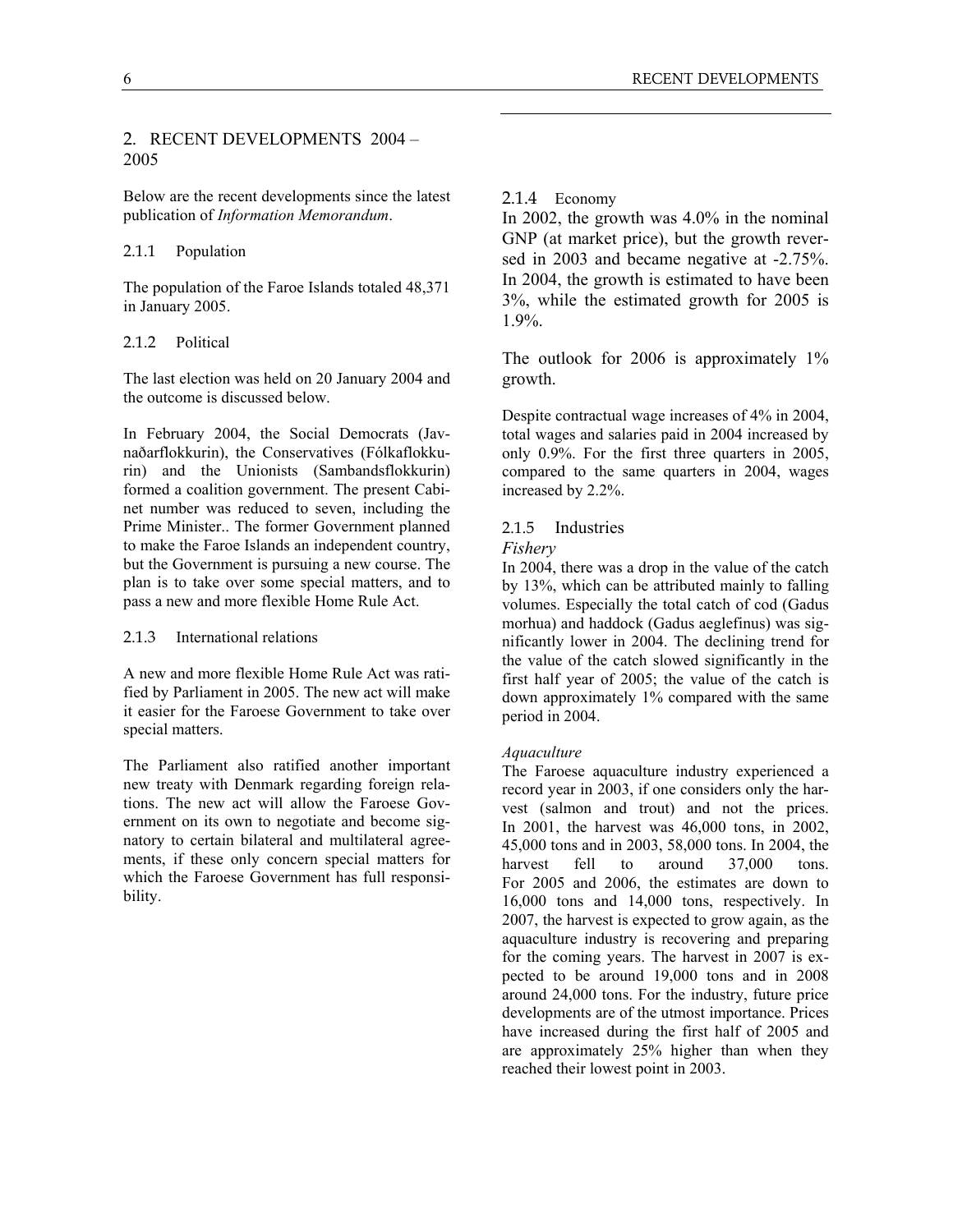## 2. RECENT DEVELOPMENTS 2004 – 2005

Below are the recent developments since the latest publication of *Information Memorandum*.

### 2.1.1 Population

The population of the Faroe Islands totaled 48,371 in January 2005.

### 2.1.2 Political

The last election was held on 20 January 2004 and the outcome is discussed below.

In February 2004, the Social Democrats (Javnaðarflokkurin), the Conservatives (Fólkaflokkurin) and the Unionists (Sambandsflokkurin) formed a coalition government. The present Cabinet number was reduced to seven, including the Prime Minister.. The former Government planned to make the Faroe Islands an independent country, but the Government is pursuing a new course. The plan is to take over some special matters, and to pass a new and more flexible Home Rule Act.

### 2.1.3 International relations

A new and more flexible Home Rule Act was ratified by Parliament in 2005. The new act will make it easier for the Faroese Government to take over special matters.

The Parliament also ratified another important new treaty with Denmark regarding foreign relations. The new act will allow the Faroese Government on its own to negotiate and become signatory to certain bilateral and multilateral agreements, if these only concern special matters for which the Faroese Government has full responsibility.

### 2.1.4 Economy

In 2002, the growth was 4.0% in the nominal GNP (at market price), but the growth reversed in 2003 and became negative at -2.75%. In 2004, the growth is estimated to have been 3%, while the estimated growth for 2005 is 1.9%.

The outlook for 2006 is approximately 1% growth.

Despite contractual wage increases of 4% in 2004, total wages and salaries paid in 2004 increased by only 0.9%. For the first three quarters in 2005, compared to the same quarters in 2004, wages increased by 2.2%.

### 2.1.5 Industries

*Fishery*

In 2004, there was a drop in the value of the catch by 13%, which can be attributed mainly to falling volumes. Especially the total catch of cod (Gadus morhua) and haddock (Gadus aeglefinus) was significantly lower in 2004. The declining trend for the value of the catch slowed significantly in the first half year of 2005; the value of the catch is down approximately 1% compared with the same period in 2004.

*Aquaculture*

The Faroese aquaculture industry experienced a record year in 2003, if one considers only the harvest (salmon and trout) and not the prices. In 2001, the harvest was 46,000 tons, in 2002, 45,000 tons and in 2003, 58,000 tons. In 2004, the harvest fell to around 37,000 tons. For 2005 and 2006, the estimates are down to 16,000 tons and 14,000 tons, respectively. In 2007, the harvest is expected to grow again, as the aquaculture industry is recovering and preparing for the coming years. The harvest in 2007 is expected to be around 19,000 tons and in 2008 around 24,000 tons. For the industry, future price developments are of the utmost importance. Prices have increased during the first half of 2005 and are approximately 25% higher than when they reached their lowest point in 2003.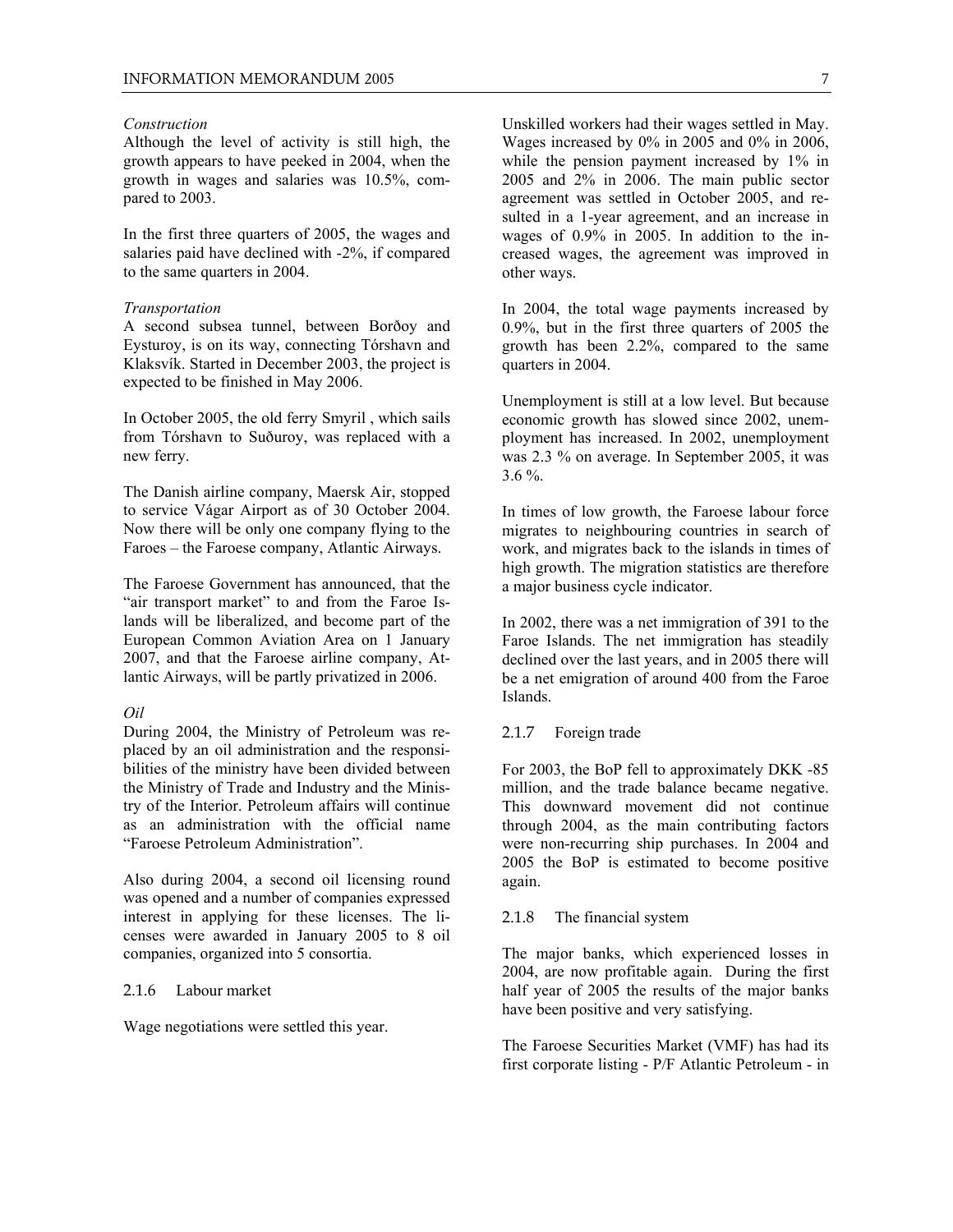*Construction*

Although the level of activity is still high, the growth appears to have peeked in 2004, when the growth in wages and salaries was 10.5%, compared to 2003.

In the first three quarters of 2005, the wages and salaries paid have declined with -2%, if compared to the same quarters in 2004.

*Transportation*

A second subsea tunnel, between Borðoy and Eysturoy, is on its way, connecting Tórshavn and Klaksvík. Started in December 2003, the project is expected to be finished in May 2006.

In October 2005, the old ferry Smyril , which sails from Tórshavn to Suðuroy, was replaced with a new ferry.

The Danish airline company, Maersk Air, stopped to service Vágar Airport as of 30 October 2004. Now there will be only one company flying to the Faroes – the Faroese company, Atlantic Airways.

The Faroese Government has announced, that the "air transport market" to and from the Faroe Islands will be liberalized, and become part of the European Common Aviation Area on 1 January 2007, and that the Faroese airline company, Atlantic Airways, will be partly privatized in 2006.

*Oil*

During 2004, the Ministry of Petroleum was replaced by an oil administration and the responsibilities of the ministry have been divided between the Ministry of Trade and Industry and the Ministry of the Interior. Petroleum affairs will continue as an administration with the official name "Faroese Petroleum Administration".

Also during 2004, a second oil licensing round was opened and a number of companies expressed interest in applying for these licenses. The licenses were awarded in January 2005 to 8 oil companies, organized into 5 consortia.

### 2.1.6 Labour market

Wage negotiations were settled this year.

Unskilled workers had their wages settled in May. Wages increased by 0% in 2005 and 0% in 2006, while the pension payment increased by 1% in 2005 and 2% in 2006. The main public sector agreement was settled in October 2005, and resulted in a 1-year agreement, and an increase in wages of 0.9% in 2005. In addition to the increased wages, the agreement was improved in other ways.

In 2004, the total wage payments increased by 0.9%, but in the first three quarters of 2005 the growth has been 2.2%, compared to the same quarters in 2004.

Unemployment is still at a low level. But because economic growth has slowed since 2002, unemployment has increased. In 2002, unemployment was 2.3 % on average. In September 2005, it was 3.6 %.

In times of low growth, the Faroese labour force migrates to neighbouring countries in search of work, and migrates back to the islands in times of high growth. The migration statistics are therefore a major business cycle indicator.

In 2002, there was a net immigration of 391 to the Faroe Islands. The net immigration has steadily declined over the last years, and in 2005 there will be a net emigration of around 400 from the Faroe Islands.

### 2.1.7 Foreign trade

For 2003, the BoP fell to approximately DKK -85 million, and the trade balance became negative. This downward movement did not continue through 2004, as the main contributing factors were non-recurring ship purchases. In 2004 and 2005 the BoP is estimated to become positive again.

### 2.1.8 The financial system

The major banks, which experienced losses in 2004, are now profitable again. During the first half year of 2005 the results of the major banks have been positive and very satisfying.

The Faroese Securities Market (VMF) has had its first corporate listing - P/F Atlantic Petroleum - in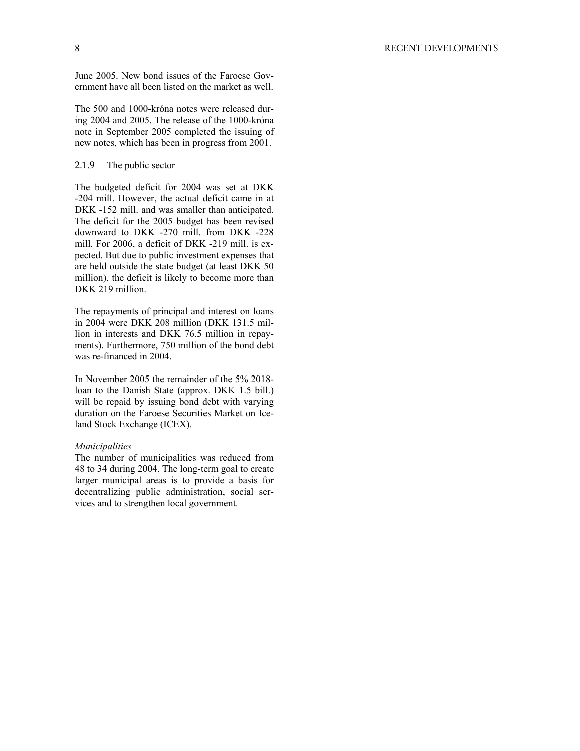June 2005. New bond issues of the Faroese Government have all been listed on the market as well.

The 500 and 1000-króna notes were released during 2004 and 2005. The release of the 1000-króna note in September 2005 completed the issuing of new notes, which has been in progress from 2001.

### 2.1.9 The public sector

The budgeted deficit for 2004 was set at DKK -204 mill. However, the actual deficit came in at DKK -152 mill. and was smaller than anticipated. The deficit for the 2005 budget has been revised downward to DKK -270 mill. from DKK -228 mill. For 2006, a deficit of DKK -219 mill. is expected. But due to public investment expenses that are held outside the state budget (at least DKK 50 million), the deficit is likely to become more than DKK 219 million.

The repayments of principal and interest on loans in 2004 were DKK 208 million (DKK 131.5 million in interests and DKK 76.5 million in repayments). Furthermore, 750 million of the bond debt was re-financed in 2004.

In November 2005 the remainder of the 5% 2018-loan to the Danish State (approx. DKK 1.5 bill.) will be repaid by issuing bond debt with varying duration on the Faroese Securities Market on Iceland Stock Exchange (ICEX).

*Municipalities*

The number of municipalities was reduced from 48 to 34 during 2004. The long-term goal to create larger municipal areas is to provide a basis for decentralizing public administration, social services and to strengthen local government.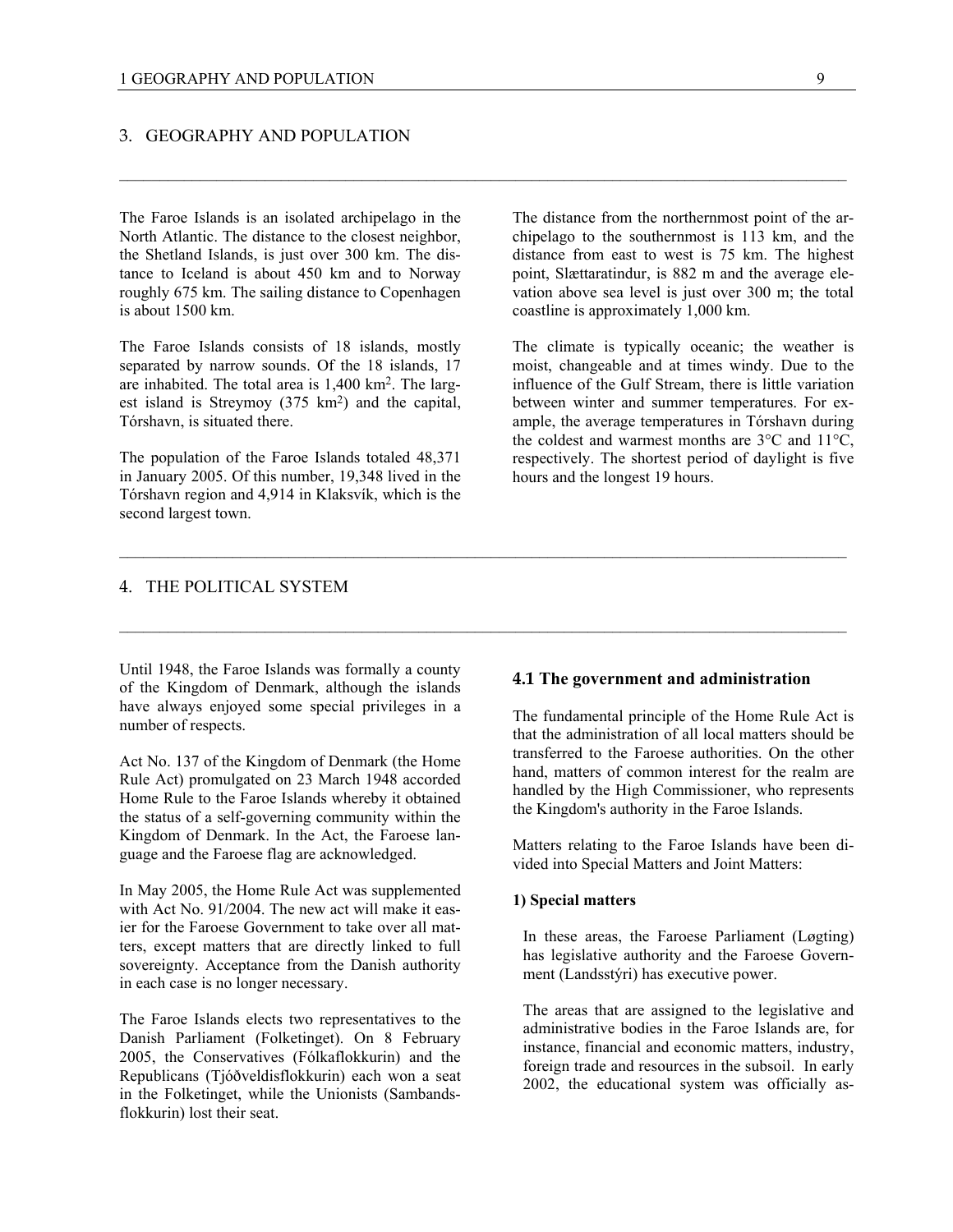## 3. GEOGRAPHY AND POPULATION

The Faroe Islands is an isolated archipelago in the North Atlantic. The distance to the closest neighbor, the Shetland Islands, is just over 300 km. The distance to Iceland is about 450 km and to Norway roughly 675 km. The sailing distance to Copenhagen is about 1500 km.

The Faroe Islands consists of 18 islands, mostly separated by narrow sounds. Of the 18 islands, 17 are inhabited. The total area is 1,400 km$^2$. The largest island is Streymoy (375 km$^2$) and the capital, Tórshavn, is situated there.

The population of the Faroe Islands totaled 48,371 in January 2005. Of this number, 19,348 lived in the Tórshavn region and 4,914 in Klaksvík, which is the second largest town.

The distance from the northernmost point of the archipelago to the southernmost is 113 km, and the distance from east to west is 75 km. The highest point, Slættaratindur, is 882 m and the average elevation above sea level is just over 300 m; the total coastline is approximately 1,000 km.

The climate is typically oceanic; the weather is moist, changeable and at times windy. Due to the influence of the Gulf Stream, there is little variation between winter and summer temperatures. For example, the average temperatures in Tórshavn during the coldest and warmest months are 3°C and 11°C, respectively. The shortest period of daylight is five hours and the longest 19 hours.

## 4. THE POLITICAL SYSTEM

Until 1948, the Faroe Islands was formally a county of the Kingdom of Denmark, although the islands have always enjoyed some special privileges in a number of respects.

Act No. 137 of the Kingdom of Denmark (the Home Rule Act) promulgated on 23 March 1948 accorded Home Rule to the Faroe Islands whereby it obtained the status of a self-governing community within the Kingdom of Denmark. In the Act, the Faroese language and the Faroese flag are acknowledged.

In May 2005, the Home Rule Act was supplemented with Act No. 91/2004. The new act will make it easier for the Faroese Government to take over all matters, except matters that are directly linked to full sovereignty. Acceptance from the Danish authority in each case is no longer necessary.

The Faroe Islands elects two representatives to the Danish Parliament (Folketinget). On 8 February 2005, the Conservatives (Fólkaflokkurin) and the Republicans (Tjóðveldisflokkurin) each won a seat in the Folketinget, while the Unionists (Sambandsflokkurin) lost their seat.

### 4.1 The government and administration

The fundamental principle of the Home Rule Act is that the administration of all local matters should be transferred to the Faroese authorities. On the other hand, matters of common interest for the realm are handled by the High Commissioner, who represents the Kingdom's authority in the Faroe Islands.

Matters relating to the Faroe Islands have been divided into Special Matters and Joint Matters:

#### 1) Special matters

In these areas, the Faroese Parliament (Løgting) has legislative authority and the Faroese Government (Landsstýri) has executive power.

The areas that are assigned to the legislative and administrative bodies in the Faroe Islands are, for instance, financial and economic matters, industry, foreign trade and resources in the subsoil. In early 2002, the educational system was officially as-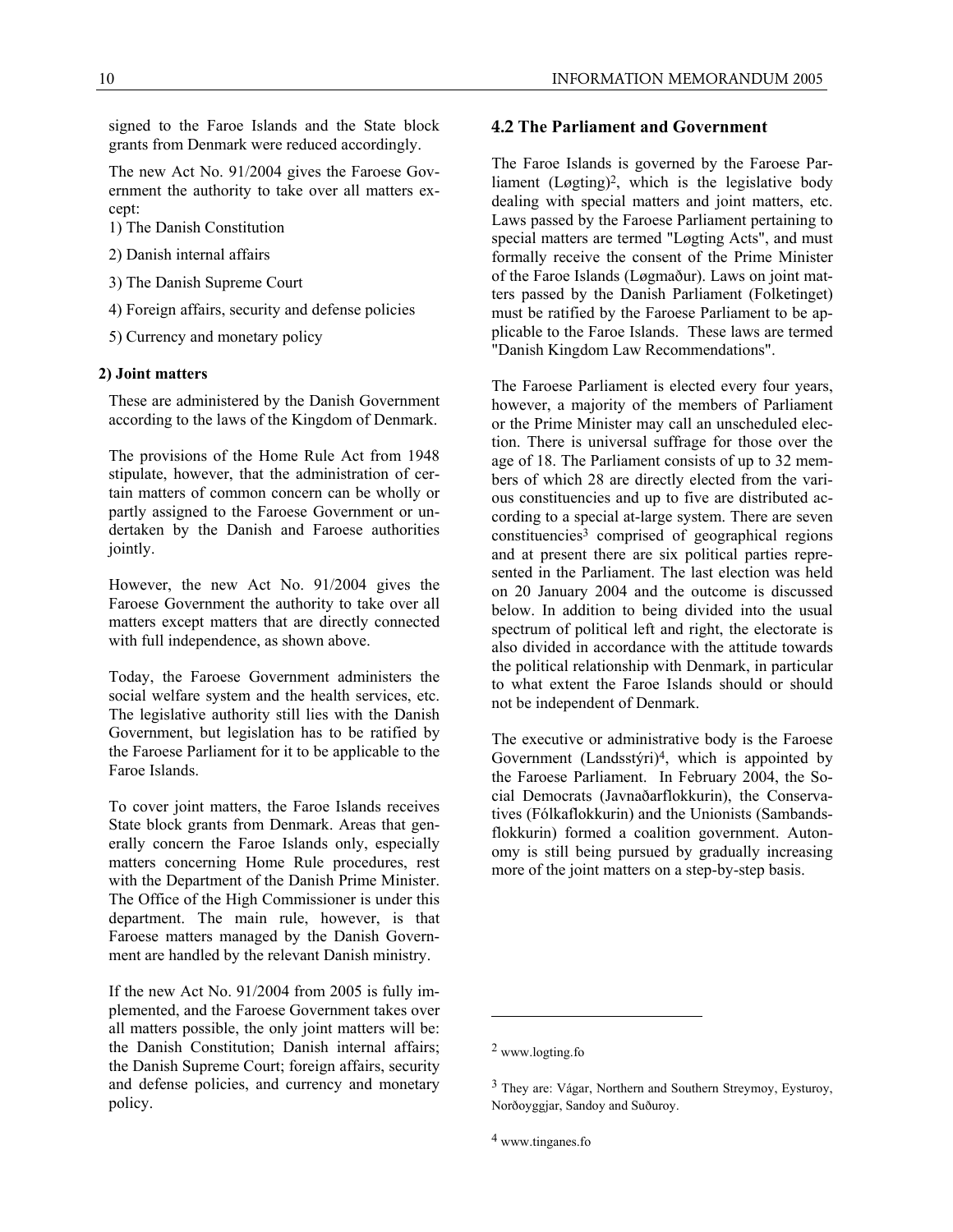signed to the Faroe Islands and the State block grants from Denmark were reduced accordingly.

The new Act No. 91/2004 gives the Faroese Government the authority to take over all matters except:

1) The Danish Constitution

2) Danish internal affairs

3) The Danish Supreme Court

4) Foreign affairs, security and defense policies

5) Currency and monetary policy

**2) Joint matters**

These are administered by the Danish Government according to the laws of the Kingdom of Denmark.

The provisions of the Home Rule Act from 1948 stipulate, however, that the administration of certain matters of common concern can be wholly or partly assigned to the Faroese Government or undertaken by the Danish and Faroese authorities jointly.

However, the new Act No. 91/2004 gives the Faroese Government the authority to take over all matters except matters that are directly connected with full independence, as shown above.

Today, the Faroese Government administers the social welfare system and the health services, etc. The legislative authority still lies with the Danish Government, but legislation has to be ratified by the Faroese Parliament for it to be applicable to the Faroe Islands.

To cover joint matters, the Faroe Islands receives State block grants from Denmark. Areas that generally concern the Faroe Islands only, especially matters concerning Home Rule procedures, rest with the Department of the Danish Prime Minister. The Office of the High Commissioner is under this department. The main rule, however, is that Faroese matters managed by the Danish Government are handled by the relevant Danish ministry.

If the new Act No. 91/2004 from 2005 is fully implemented, and the Faroese Government takes over all matters possible, the only joint matters will be: the Danish Constitution; Danish internal affairs; the Danish Supreme Court; foreign affairs, security and defense policies, and currency and monetary policy.

## 4.2 The Parliament and Government

The Faroe Islands is governed by the Faroese Parliament (Løgting)[2], which is the legislative body dealing with special matters and joint matters, etc. Laws passed by the Faroese Parliament pertaining to special matters are termed "Løgting Acts", and must formally receive the consent of the Prime Minister of the Faroe Islands (Løgmaður). Laws on joint matters passed by the Danish Parliament (Folketinget) must be ratified by the Faroese Parliament to be applicable to the Faroe Islands. These laws are termed "Danish Kingdom Law Recommendations".

The Faroese Parliament is elected every four years, however, a majority of the members of Parliament or the Prime Minister may call an unscheduled election. There is universal suffrage for those over the age of 18. The Parliament consists of up to 32 members of which 28 are directly elected from the various constituencies and up to five are distributed according to a special at-large system. There are seven constituencies[3] comprised of geographical regions and at present there are six political parties represented in the Parliament. The last election was held on 20 January 2004 and the outcome is discussed below. In addition to being divided into the usual spectrum of political left and right, the electorate is also divided in accordance with the attitude towards the political relationship with Denmark, in particular to what extent the Faroe Islands should or should not be independent of Denmark.

The executive or administrative body is the Faroese Government (Landsstýri)[4], which is appointed by the Faroese Parliament. In February 2004, the Social Democrats (Javnaðarflokkurin), the Conservatives (Fólkaflokkurin) and the Unionists (Sambandsflokkurin) formed a coalition government. Autonomy is still being pursued by gradually increasing more of the joint matters on a step-by-step basis.

---

[2] www.logting.fo

[3] They are: Vágar, Northern and Southern Streymoy, Eysturoy, Norðoyggjar, Sandoy and Suðuroy.

[4] www.tinganes.fo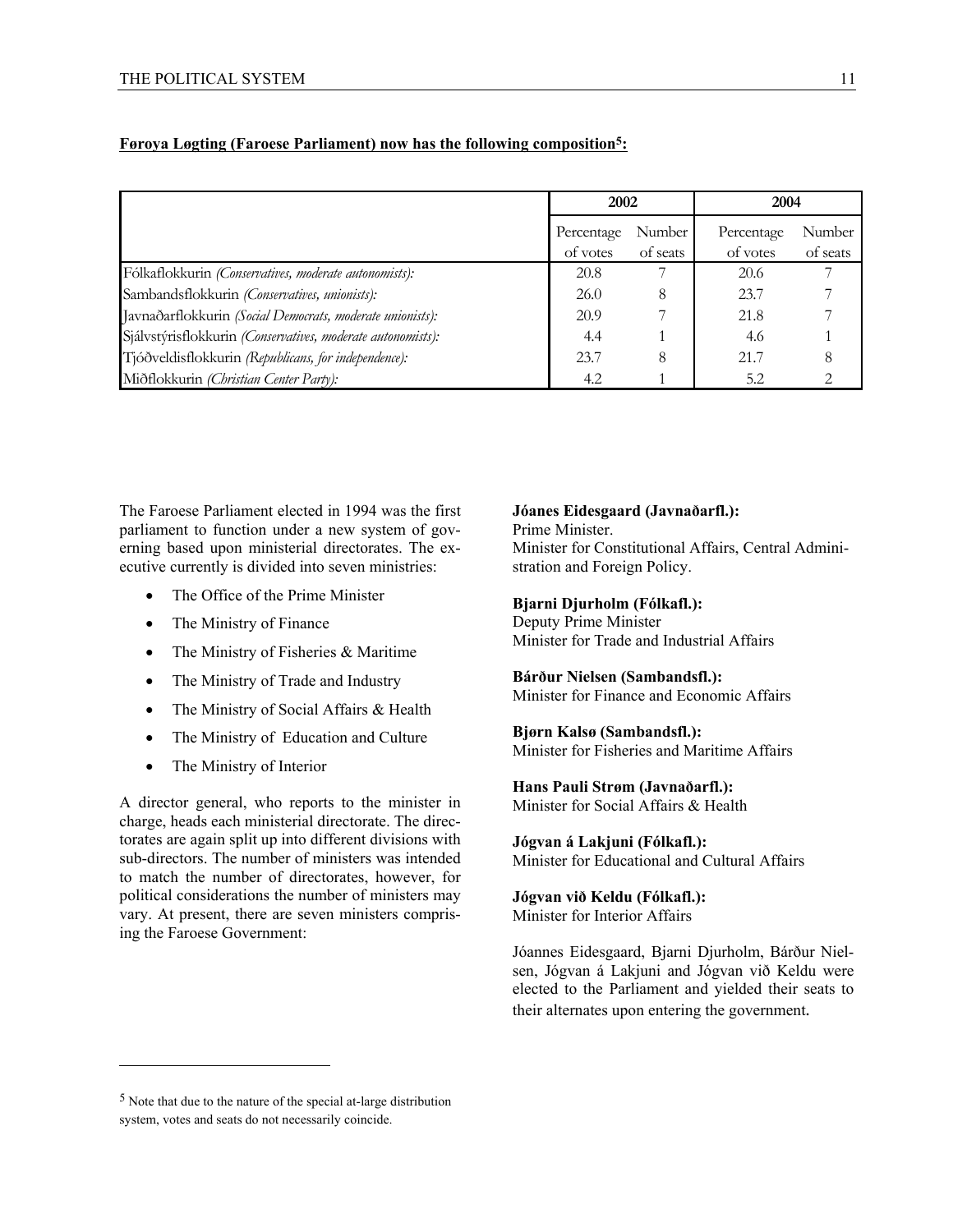**Føroya Løgting (Faroese Parliament) now has the following composition[5]:**

| | 2002 | | 2004 | |
|---|---|---|---|---|
| | Percentage of votes | Number of seats | Percentage of votes | Number of seats |
| Fólkaflokkurin *(Conservatives, moderate autonomists):* | 20.8 | 7 | 20.6 | 7 |
| Sambandsflokkurin *(Conservatives, unionists):* | 26.0 | 8 | 23.7 | 7 |
| Javnaðarflokkurin *(Social Democrats, moderate unionists):* | 20.9 | 7 | 21.8 | 7 |
| Sjálvstýrisflokkurin *(Conservatives, moderate autonomists):* | 4.4 | 1 | 4.6 | 1 |
| Tjóðveldisflokkurin *(Republicans, for independence):* | 23.7 | 8 | 21.7 | 8 |
| Miðflokkurin *(Christian Center Party):* | 4.2 | 1 | 5.2 | 2 |

The Faroese Parliament elected in 1994 was the first parliament to function under a new system of governing based upon ministerial directorates. The executive currently is divided into seven ministries:

- The Office of the Prime Minister
- The Ministry of Finance
- The Ministry of Fisheries & Maritime
- The Ministry of Trade and Industry
- The Ministry of Social Affairs & Health
- The Ministry of Education and Culture
- The Ministry of Interior

A director general, who reports to the minister in charge, heads each ministerial directorate. The directorates are again split up into different divisions with sub-directors. The number of ministers was intended to match the number of directorates, however, for political considerations the number of ministers may vary. At present, there are seven ministers comprising the Faroese Government:

**Jóanes Eidesgaard (Javnaðarfl.):**
Prime Minister.
Minister for Constitutional Affairs, Central Administration and Foreign Policy.

**Bjarni Djurholm (Fólkafl.):**
Deputy Prime Minister
Minister for Trade and Industrial Affairs

**Bárður Nielsen (Sambandsfl.):**
Minister for Finance and Economic Affairs

**Bjørn Kalsø (Sambandsfl.):**
Minister for Fisheries and Maritime Affairs

**Hans Pauli Strøm (Javnaðarfl.):**
Minister for Social Affairs & Health

**Jógvan á Lakjuni (Fólkafl.):**
Minister for Educational and Cultural Affairs

**Jógvan við Keldu (Fólkafl.):**
Minister for Interior Affairs

Jóannes Eidesgaard, Bjarni Djurholm, Bárður Nielsen, Jógvan á Lakjuni and Jógvan við Keldu were elected to the Parliament and yielded their seats to their alternates upon entering the government.

[5] Note that due to the nature of the special at-large distribution system, votes and seats do not necessarily coincide.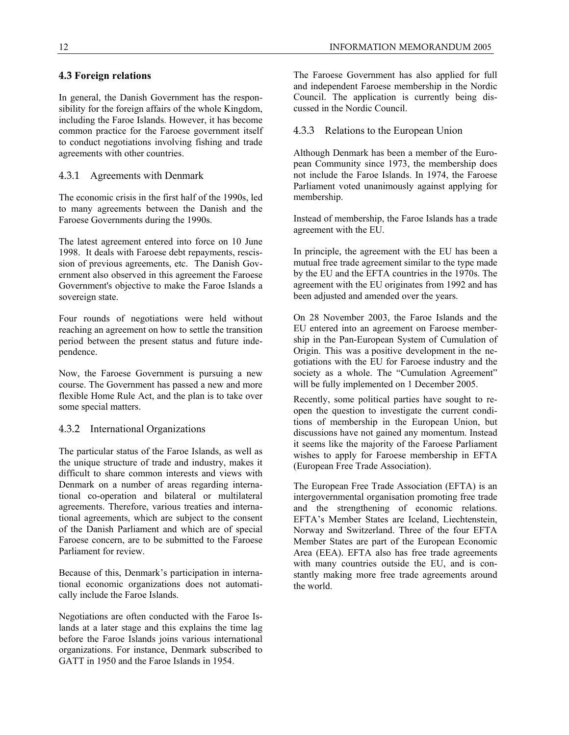## 4.3 Foreign relations

In general, the Danish Government has the responsibility for the foreign affairs of the whole Kingdom, including the Faroe Islands. However, it has become common practice for the Faroese government itself to conduct negotiations involving fishing and trade agreements with other countries.

### 4.3.1 Agreements with Denmark

The economic crisis in the first half of the 1990s, led to many agreements between the Danish and the Faroese Governments during the 1990s.

The latest agreement entered into force on 10 June 1998. It deals with Faroese debt repayments, rescission of previous agreements, etc. The Danish Government also observed in this agreement the Faroese Government's objective to make the Faroe Islands a sovereign state.

Four rounds of negotiations were held without reaching an agreement on how to settle the transition period between the present status and future independence.

Now, the Faroese Government is pursuing a new course. The Government has passed a new and more flexible Home Rule Act, and the plan is to take over some special matters.

### 4.3.2 International Organizations

The particular status of the Faroe Islands, as well as the unique structure of trade and industry, makes it difficult to share common interests and views with Denmark on a number of areas regarding international co-operation and bilateral or multilateral agreements. Therefore, various treaties and international agreements, which are subject to the consent of the Danish Parliament and which are of special Faroese concern, are to be submitted to the Faroese Parliament for review.

Because of this, Denmark's participation in international economic organizations does not automatically include the Faroe Islands.

Negotiations are often conducted with the Faroe Islands at a later stage and this explains the time lag before the Faroe Islands joins various international organizations. For instance, Denmark subscribed to GATT in 1950 and the Faroe Islands in 1954.

The Faroese Government has also applied for full and independent Faroese membership in the Nordic Council. The application is currently being discussed in the Nordic Council.

### 4.3.3 Relations to the European Union

Although Denmark has been a member of the European Community since 1973, the membership does not include the Faroe Islands. In 1974, the Faroese Parliament voted unanimously against applying for membership.

Instead of membership, the Faroe Islands has a trade agreement with the EU.

In principle, the agreement with the EU has been a mutual free trade agreement similar to the type made by the EU and the EFTA countries in the 1970s. The agreement with the EU originates from 1992 and has been adjusted and amended over the years.

On 28 November 2003, the Faroe Islands and the EU entered into an agreement on Faroese membership in the Pan-European System of Cumulation of Origin. This was a positive development in the negotiations with the EU for Faroese industry and the society as a whole. The "Cumulation Agreement" will be fully implemented on 1 December 2005.

Recently, some political parties have sought to reopen the question to investigate the current conditions of membership in the European Union, but discussions have not gained any momentum. Instead it seems like the majority of the Faroese Parliament wishes to apply for Faroese membership in EFTA (European Free Trade Association).

The European Free Trade Association (EFTA) is an intergovernmental organisation promoting free trade and the strengthening of economic relations. EFTA's Member States are Iceland, Liechtenstein, Norway and Switzerland. Three of the four EFTA Member States are part of the European Economic Area (EEA). EFTA also has free trade agreements with many countries outside the EU, and is constantly making more free trade agreements around the world.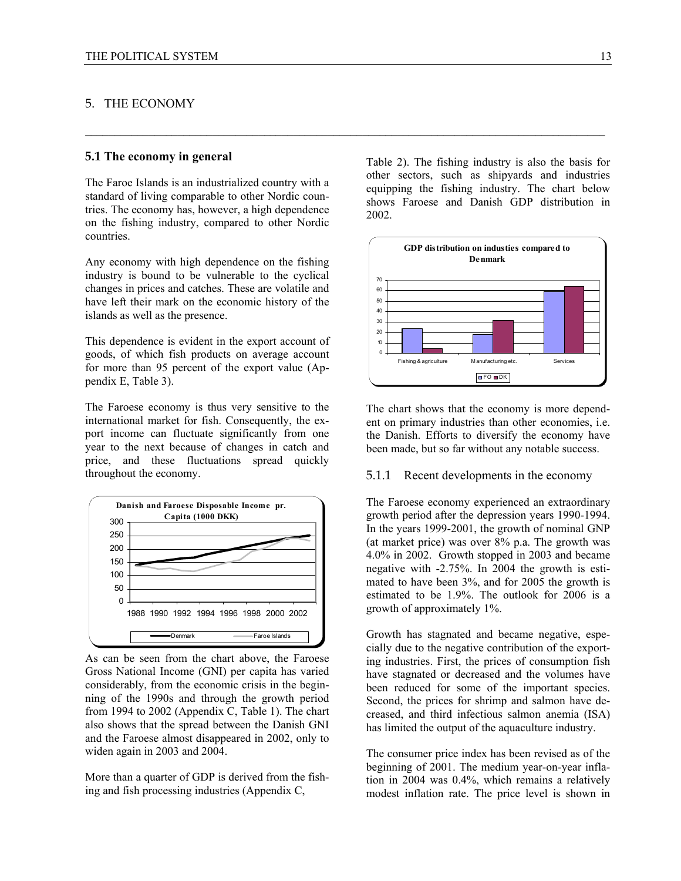# 5. THE ECONOMY

## 5.1 The economy in general

The Faroe Islands is an industrialized country with a standard of living comparable to other Nordic countries. The economy has, however, a high dependence on the fishing industry, compared to other Nordic countries.

Any economy with high dependence on the fishing industry is bound to be vulnerable to the cyclical changes in prices and catches. These are volatile and have left their mark on the economic history of the islands as well as the presence.

This dependence is evident in the export account of goods, of which fish products on average account for more than 95 percent of the export value (Appendix E, Table 3).

The Faroese economy is thus very sensitive to the international market for fish. Consequently, the export income can fluctuate significantly from one year to the next because of changes in catch and price, and these fluctuations spread quickly throughout the economy.

As can be seen from the chart above, the Faroese Gross National Income (GNI) per capita has varied considerably, from the economic crisis in the beginning of the 1990s and through the growth period from 1994 to 2002 (Appendix C, Table 1). The chart also shows that the spread between the Danish GNI and the Faroese almost disappeared in 2002, only to widen again in 2003 and 2004.

More than a quarter of GDP is derived from the fishing and fish processing industries (Appendix C, Table 2). The fishing industry is also the basis for other sectors, such as shipyards and industries equipping the fishing industry. The chart below shows Faroese and Danish GDP distribution in 2002.

The chart shows that the economy is more dependent on primary industries than other economies, i.e. the Danish. Efforts to diversify the economy have been made, but so far without any notable success.

### 5.1.1 Recent developments in the economy

The Faroese economy experienced an extraordinary growth period after the depression years 1990-1994. In the years 1999-2001, the growth of nominal GNP (at market price) was over 8% p.a. The growth was 4.0% in 2002. Growth stopped in 2003 and became negative with -2.75%. In 2004 the growth is estimated to have been 3%, and for 2005 the growth is estimated to be 1.9%. The outlook for 2006 is a growth of approximately 1%.

Growth has stagnated and became negative, especially due to the negative contribution of the exporting industries. First, the prices of consumption fish have stagnated or decreased and the volumes have been reduced for some of the important species. Second, the prices for shrimp and salmon have decreased, and third infectious salmon anemia (ISA) has limited the output of the aquaculture industry.

The consumer price index has been revised as of the beginning of 2001. The medium year-on-year inflation in 2004 was 0.4%, which remains a relatively modest inflation rate. The price level is shown in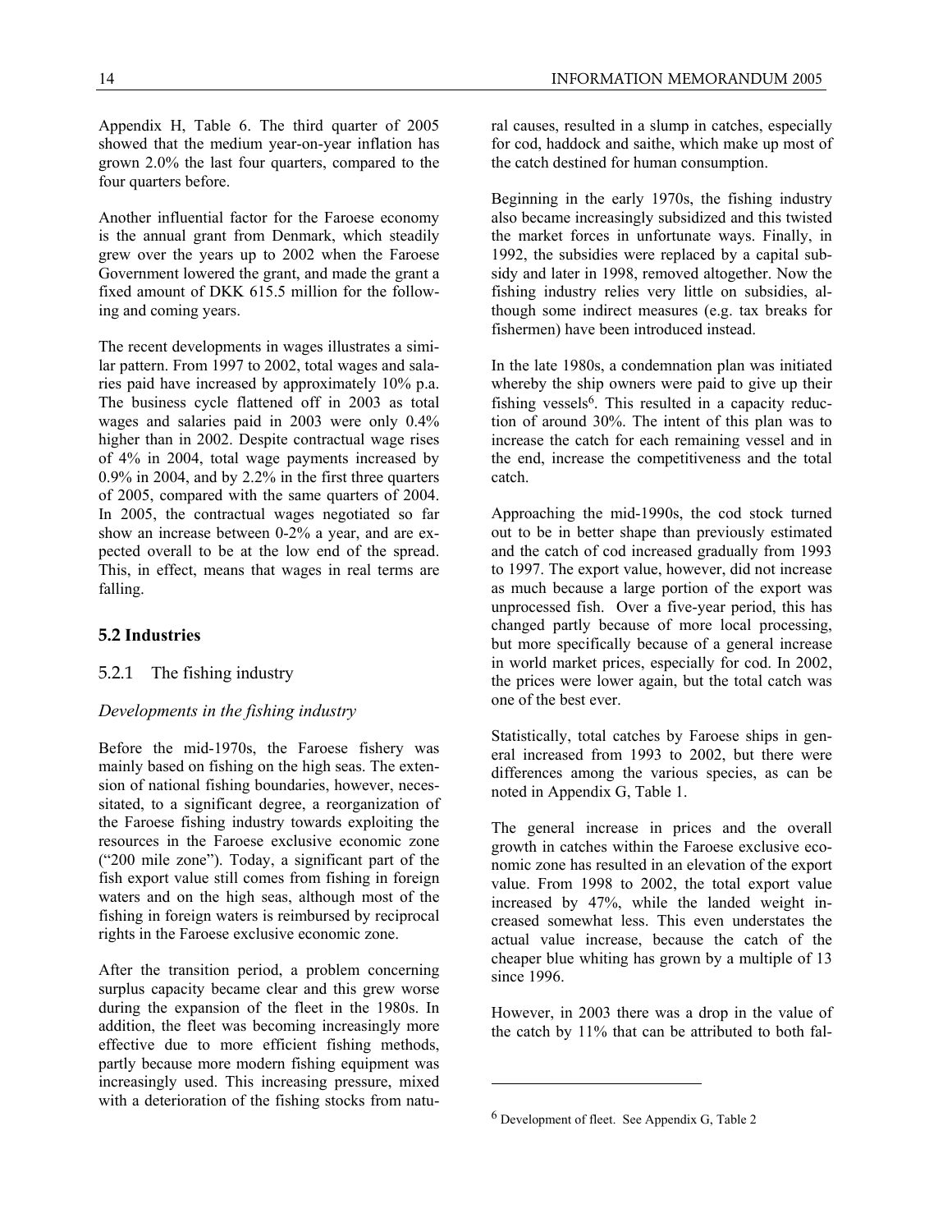Appendix H, Table 6. The third quarter of 2005 showed that the medium year-on-year inflation has grown 2.0% the last four quarters, compared to the four quarters before.

Another influential factor for the Faroese economy is the annual grant from Denmark, which steadily grew over the years up to 2002 when the Faroese Government lowered the grant, and made the grant a fixed amount of DKK 615.5 million for the following and coming years.

The recent developments in wages illustrates a similar pattern. From 1997 to 2002, total wages and salaries paid have increased by approximately 10% p.a. The business cycle flattened off in 2003 as total wages and salaries paid in 2003 were only 0.4% higher than in 2002. Despite contractual wage rises of 4% in 2004, total wage payments increased by 0.9% in 2004, and by 2.2% in the first three quarters of 2005, compared with the same quarters of 2004. In 2005, the contractual wages negotiated so far show an increase between 0-2% a year, and are expected overall to be at the low end of the spread. This, in effect, means that wages in real terms are falling.

## 5.2 Industries

### 5.2.1 The fishing industry

*Developments in the fishing industry*

Before the mid-1970s, the Faroese fishery was mainly based on fishing on the high seas. The extension of national fishing boundaries, however, necessitated, to a significant degree, a reorganization of the Faroese fishing industry towards exploiting the resources in the Faroese exclusive economic zone ("200 mile zone"). Today, a significant part of the fish export value still comes from fishing in foreign waters and on the high seas, although most of the fishing in foreign waters is reimbursed by reciprocal rights in the Faroese exclusive economic zone.

After the transition period, a problem concerning surplus capacity became clear and this grew worse during the expansion of the fleet in the 1980s. In addition, the fleet was becoming increasingly more effective due to more efficient fishing methods, partly because more modern fishing equipment was increasingly used. This increasing pressure, mixed with a deterioration of the fishing stocks from natural causes, resulted in a slump in catches, especially for cod, haddock and saithe, which make up most of the catch destined for human consumption.

Beginning in the early 1970s, the fishing industry also became increasingly subsidized and this twisted the market forces in unfortunate ways. Finally, in 1992, the subsidies were replaced by a capital subsidy and later in 1998, removed altogether. Now the fishing industry relies very little on subsidies, although some indirect measures (e.g. tax breaks for fishermen) have been introduced instead.

In the late 1980s, a condemnation plan was initiated whereby the ship owners were paid to give up their fishing vessels[6]. This resulted in a capacity reduction of around 30%. The intent of this plan was to increase the catch for each remaining vessel and in the end, increase the competitiveness and the total catch.

Approaching the mid-1990s, the cod stock turned out to be in better shape than previously estimated and the catch of cod increased gradually from 1993 to 1997. The export value, however, did not increase as much because a large portion of the export was unprocessed fish. Over a five-year period, this has changed partly because of more local processing, but more specifically because of a general increase in world market prices, especially for cod. In 2002, the prices were lower again, but the total catch was one of the best ever.

Statistically, total catches by Faroese ships in general increased from 1993 to 2002, but there were differences among the various species, as can be noted in Appendix G, Table 1.

The general increase in prices and the overall growth in catches within the Faroese exclusive economic zone has resulted in an elevation of the export value. From 1998 to 2002, the total export value increased by 47%, while the landed weight increased somewhat less. This even understates the actual value increase, because the catch of the cheaper blue whiting has grown by a multiple of 13 since 1996.

However, in 2003 there was a drop in the value of the catch by 11% that can be attributed to both fal-

---

[6] Development of fleet. See Appendix G, Table 2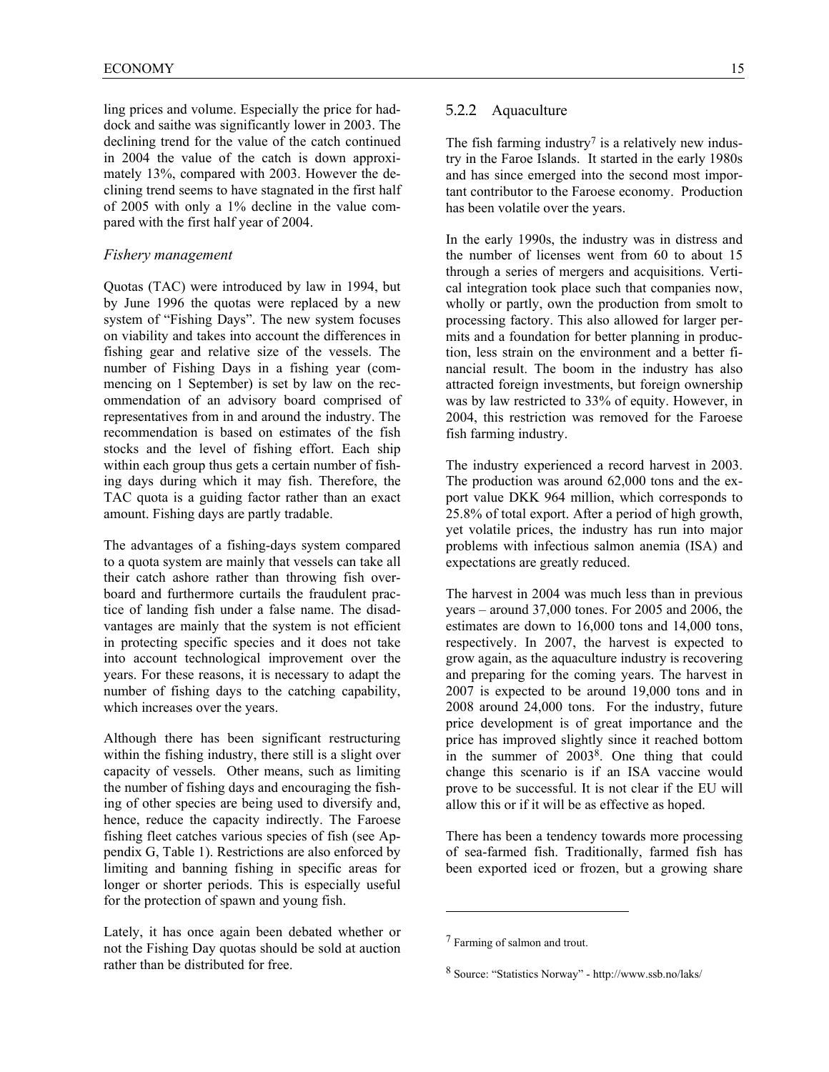ling prices and volume. Especially the price for haddock and saithe was significantly lower in 2003. The declining trend for the value of the catch continued in 2004 the value of the catch is down approximately 13%, compared with 2003. However the declining trend seems to have stagnated in the first half of 2005 with only a 1% decline in the value compared with the first half year of 2004.

*Fishery management*

Quotas (TAC) were introduced by law in 1994, but by June 1996 the quotas were replaced by a new system of "Fishing Days". The new system focuses on viability and takes into account the differences in fishing gear and relative size of the vessels. The number of Fishing Days in a fishing year (commencing on 1 September) is set by law on the recommendation of an advisory board comprised of representatives from in and around the industry. The recommendation is based on estimates of the fish stocks and the level of fishing effort. Each ship within each group thus gets a certain number of fishing days during which it may fish. Therefore, the TAC quota is a guiding factor rather than an exact amount. Fishing days are partly tradable.

The advantages of a fishing-days system compared to a quota system are mainly that vessels can take all their catch ashore rather than throwing fish overboard and furthermore curtails the fraudulent practice of landing fish under a false name. The disadvantages are mainly that the system is not efficient in protecting specific species and it does not take into account technological improvement over the years. For these reasons, it is necessary to adapt the number of fishing days to the catching capability, which increases over the years.

Although there has been significant restructuring within the fishing industry, there still is a slight over capacity of vessels. Other means, such as limiting the number of fishing days and encouraging the fishing of other species are being used to diversify and, hence, reduce the capacity indirectly. The Faroese fishing fleet catches various species of fish (see Appendix G, Table 1). Restrictions are also enforced by limiting and banning fishing in specific areas for longer or shorter periods. This is especially useful for the protection of spawn and young fish.

Lately, it has once again been debated whether or not the Fishing Day quotas should be sold at auction rather than be distributed for free.

### 5.2.2 Aquaculture

The fish farming industry[7] is a relatively new industry in the Faroe Islands. It started in the early 1980s and has since emerged into the second most important contributor to the Faroese economy. Production has been volatile over the years.

In the early 1990s, the industry was in distress and the number of licenses went from 60 to about 15 through a series of mergers and acquisitions. Vertical integration took place such that companies now, wholly or partly, own the production from smolt to processing factory. This also allowed for larger permits and a foundation for better planning in production, less strain on the environment and a better financial result. The boom in the industry has also attracted foreign investments, but foreign ownership was by law restricted to 33% of equity. However, in 2004, this restriction was removed for the Faroese fish farming industry.

The industry experienced a record harvest in 2003. The production was around 62,000 tons and the export value DKK 964 million, which corresponds to 25.8% of total export. After a period of high growth, yet volatile prices, the industry has run into major problems with infectious salmon anemia (ISA) and expectations are greatly reduced.

The harvest in 2004 was much less than in previous years – around 37,000 tones. For 2005 and 2006, the estimates are down to 16,000 tons and 14,000 tons, respectively. In 2007, the harvest is expected to grow again, as the aquaculture industry is recovering and preparing for the coming years. The harvest in 2007 is expected to be around 19,000 tons and in 2008 around 24,000 tons. For the industry, future price development is of great importance and the price has improved slightly since it reached bottom in the summer of 2003[8]. One thing that could change this scenario is if an ISA vaccine would prove to be successful. It is not clear if the EU will allow this or if it will be as effective as hoped.

There has been a tendency towards more processing of sea-farmed fish. Traditionally, farmed fish has been exported iced or frozen, but a growing share

[7] Farming of salmon and trout.

[8] Source: "Statistics Norway" - http://www.ssb.no/laks/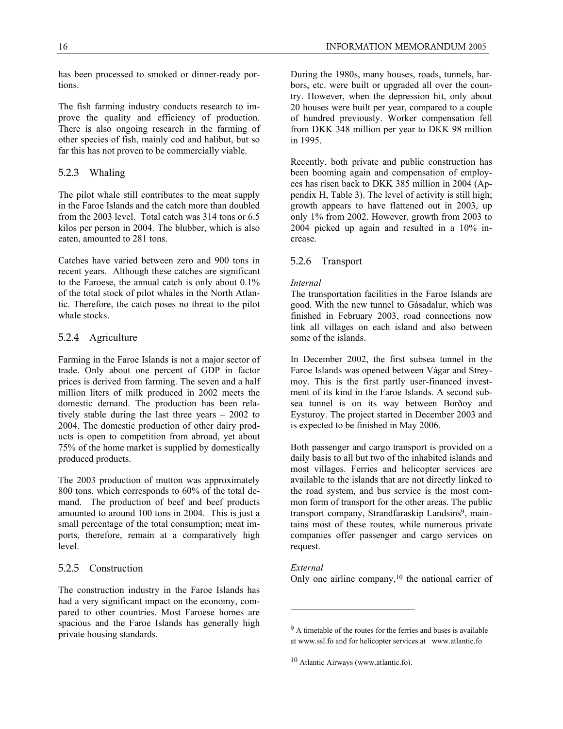has been processed to smoked or dinner-ready portions.

The fish farming industry conducts research to improve the quality and efficiency of production. There is also ongoing research in the farming of other species of fish, mainly cod and halibut, but so far this has not proven to be commercially viable.

### 5.2.3 Whaling

The pilot whale still contributes to the meat supply in the Faroe Islands and the catch more than doubled from the 2003 level. Total catch was 314 tons or 6.5 kilos per person in 2004. The blubber, which is also eaten, amounted to 281 tons.

Catches have varied between zero and 900 tons in recent years. Although these catches are significant to the Faroese, the annual catch is only about 0.1% of the total stock of pilot whales in the North Atlantic. Therefore, the catch poses no threat to the pilot whale stocks.

### 5.2.4 Agriculture

Farming in the Faroe Islands is not a major sector of trade. Only about one percent of GDP in factor prices is derived from farming. The seven and a half million liters of milk produced in 2002 meets the domestic demand. The production has been relatively stable during the last three years – 2002 to 2004. The domestic production of other dairy products is open to competition from abroad, yet about 75% of the home market is supplied by domestically produced products.

The 2003 production of mutton was approximately 800 tons, which corresponds to 60% of the total demand. The production of beef and beef products amounted to around 100 tons in 2004. This is just a small percentage of the total consumption; meat imports, therefore, remain at a comparatively high level.

### 5.2.5 Construction

The construction industry in the Faroe Islands has had a very significant impact on the economy, compared to other countries. Most Faroese homes are spacious and the Faroe Islands has generally high private housing standards.

During the 1980s, many houses, roads, tunnels, harbors, etc. were built or upgraded all over the country. However, when the depression hit, only about 20 houses were built per year, compared to a couple of hundred previously. Worker compensation fell from DKK 348 million per year to DKK 98 million in 1995.

Recently, both private and public construction has been booming again and compensation of employees has risen back to DKK 385 million in 2004 (Appendix H, Table 3). The level of activity is still high; growth appears to have flattened out in 2003, up only 1% from 2002. However, growth from 2003 to 2004 picked up again and resulted in a 10% increase.

### 5.2.6 Transport

*Internal*

The transportation facilities in the Faroe Islands are good. With the new tunnel to Gásadalur, which was finished in February 2003, road connections now link all villages on each island and also between some of the islands.

In December 2002, the first subsea tunnel in the Faroe Islands was opened between Vágar and Streymoy. This is the first partly user-financed investment of its kind in the Faroe Islands. A second subsea tunnel is on its way between Borðoy and Eysturoy. The project started in December 2003 and is expected to be finished in May 2006.

Both passenger and cargo transport is provided on a daily basis to all but two of the inhabited islands and most villages. Ferries and helicopter services are available to the islands that are not directly linked to the road system, and bus service is the most common form of transport for the other areas. The public transport company, Strandfaraskip Landsins[9], maintains most of these routes, while numerous private companies offer passenger and cargo services on request.

*External*

Only one airline company,[10] the national carrier of

---

[9] A timetable of the routes for the ferries and buses is available at www.ssl.fo and for helicopter services at www.atlantic.fo

[10] Atlantic Airways (www.atlantic.fo).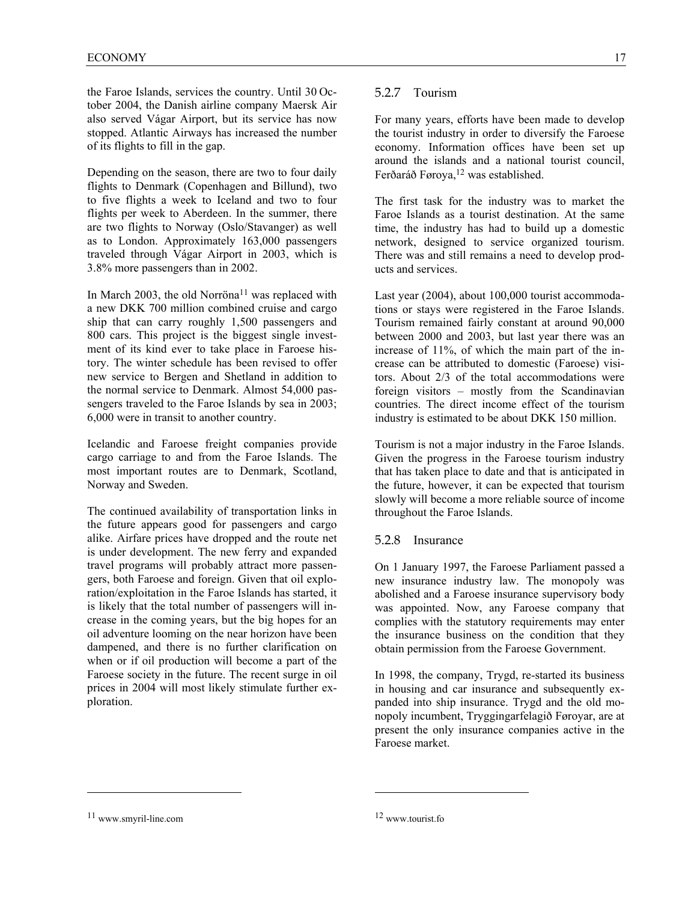the Faroe Islands, services the country. Until 30 October 2004, the Danish airline company Maersk Air also served Vágar Airport, but its service has now stopped. Atlantic Airways has increased the number of its flights to fill in the gap.

Depending on the season, there are two to four daily flights to Denmark (Copenhagen and Billund), two to five flights a week to Iceland and two to four flights per week to Aberdeen. In the summer, there are two flights to Norway (Oslo/Stavanger) as well as to London. Approximately 163,000 passengers traveled through Vágar Airport in 2003, which is 3.8% more passengers than in 2002.

In March 2003, the old Norröna[11] was replaced with a new DKK 700 million combined cruise and cargo ship that can carry roughly 1,500 passengers and 800 cars. This project is the biggest single investment of its kind ever to take place in Faroese history. The winter schedule has been revised to offer new service to Bergen and Shetland in addition to the normal service to Denmark. Almost 54,000 passengers traveled to the Faroe Islands by sea in 2003; 6,000 were in transit to another country.

Icelandic and Faroese freight companies provide cargo carriage to and from the Faroe Islands. The most important routes are to Denmark, Scotland, Norway and Sweden.

The continued availability of transportation links in the future appears good for passengers and cargo alike. Airfare prices have dropped and the route net is under development. The new ferry and expanded travel programs will probably attract more passengers, both Faroese and foreign. Given that oil exploration/exploitation in the Faroe Islands has started, it is likely that the total number of passengers will increase in the coming years, but the big hopes for an oil adventure looming on the near horizon have been dampened, and there is no further clarification on when or if oil production will become a part of the Faroese society in the future. The recent surge in oil prices in 2004 will most likely stimulate further exploration.

### 5.2.7 Tourism

For many years, efforts have been made to develop the tourist industry in order to diversify the Faroese economy. Information offices have been set up around the islands and a national tourist council, Ferðaráð Føroya,[12] was established.

The first task for the industry was to market the Faroe Islands as a tourist destination. At the same time, the industry has had to build up a domestic network, designed to service organized tourism. There was and still remains a need to develop products and services.

Last year (2004), about 100,000 tourist accommodations or stays were registered in the Faroe Islands. Tourism remained fairly constant at around 90,000 between 2000 and 2003, but last year there was an increase of 11%, of which the main part of the increase can be attributed to domestic (Faroese) visitors. About 2/3 of the total accommodations were foreign visitors – mostly from the Scandinavian countries. The direct income effect of the tourism industry is estimated to be about DKK 150 million.

Tourism is not a major industry in the Faroe Islands. Given the progress in the Faroese tourism industry that has taken place to date and that is anticipated in the future, however, it can be expected that tourism slowly will become a more reliable source of income throughout the Faroe Islands.

### 5.2.8 Insurance

On 1 January 1997, the Faroese Parliament passed a new insurance industry law. The monopoly was abolished and a Faroese insurance supervisory body was appointed. Now, any Faroese company that complies with the statutory requirements may enter the insurance business on the condition that they obtain permission from the Faroese Government.

In 1998, the company, Trygd, re-started its business in housing and car insurance and subsequently expanded into ship insurance. Trygd and the old monopoly incumbent, Tryggingarfelagið Føroyar, are at present the only insurance companies active in the Faroese market.

---

[11] www.smyril-line.com

[12] www.tourist.fo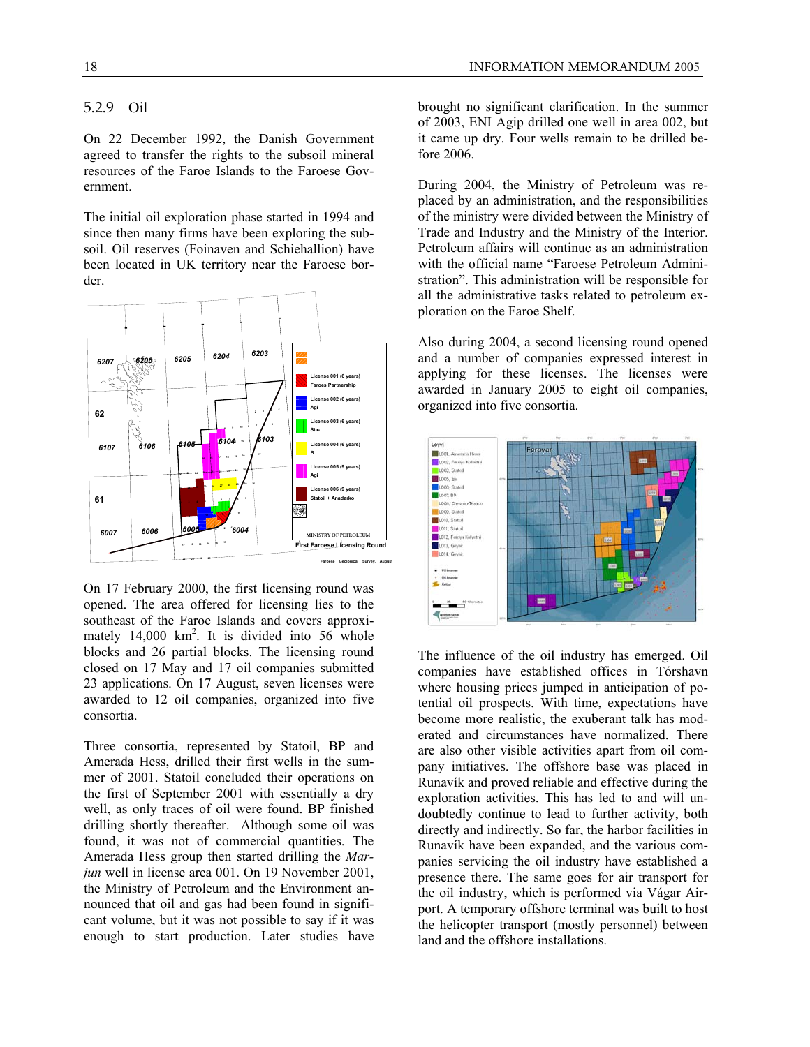### 5.2.9 Oil

On 22 December 1992, the Danish Government agreed to transfer the rights to the subsoil mineral resources of the Faroe Islands to the Faroese Government.

The initial oil exploration phase started in 1994 and since then many firms have been exploring the subsoil. Oil reserves (Foinaven and Schiehallion) have been located in UK territory near the Faroese border.

On 17 February 2000, the first licensing round was opened. The area offered for licensing lies to the southeast of the Faroe Islands and covers approximately 14,000 km$^2$. It is divided into 56 whole blocks and 26 partial blocks. The licensing round closed on 17 May and 17 oil companies submitted 23 applications. On 17 August, seven licenses were awarded to 12 oil companies, organized into five consortia.

Three consortia, represented by Statoil, BP and Amerada Hess, drilled their first wells in the summer of 2001. Statoil concluded their operations on the first of September 2001 with essentially a dry well, as only traces of oil were found. BP finished drilling shortly thereafter. Although some oil was found, it was not of commercial quantities. The Amerada Hess group then started drilling the *Marjun* well in license area 001. On 19 November 2001, the Ministry of Petroleum and the Environment announced that oil and gas had been found in significant volume, but it was not possible to say if it was enough to start production. Later studies have brought no significant clarification. In the summer of 2003, ENI Agip drilled one well in area 002, but it came up dry. Four wells remain to be drilled before 2006.

During 2004, the Ministry of Petroleum was replaced by an administration, and the responsibilities of the ministry were divided between the Ministry of Trade and Industry and the Ministry of the Interior. Petroleum affairs will continue as an administration with the official name "Faroese Petroleum Administration". This administration will be responsible for all the administrative tasks related to petroleum exploration on the Faroe Shelf.

Also during 2004, a second licensing round opened and a number of companies expressed interest in applying for these licenses. The licenses were awarded in January 2005 to eight oil companies, organized into five consortia.

The influence of the oil industry has emerged. Oil companies have established offices in Tórshavn where housing prices jumped in anticipation of potential oil prospects. With time, expectations have become more realistic, the exuberant talk has moderated and circumstances have normalized. There are also other visible activities apart from oil company initiatives. The offshore base was placed in Runavík and proved reliable and effective during the exploration activities. This has led to and will undoubtedly continue to lead to further activity, both directly and indirectly. So far, the harbor facilities in Runavík have been expanded, and the various companies servicing the oil industry have established a presence there. The same goes for air transport for the oil industry, which is performed via Vágar Airport. A temporary offshore terminal was built to host the helicopter transport (mostly personnel) between land and the offshore installations.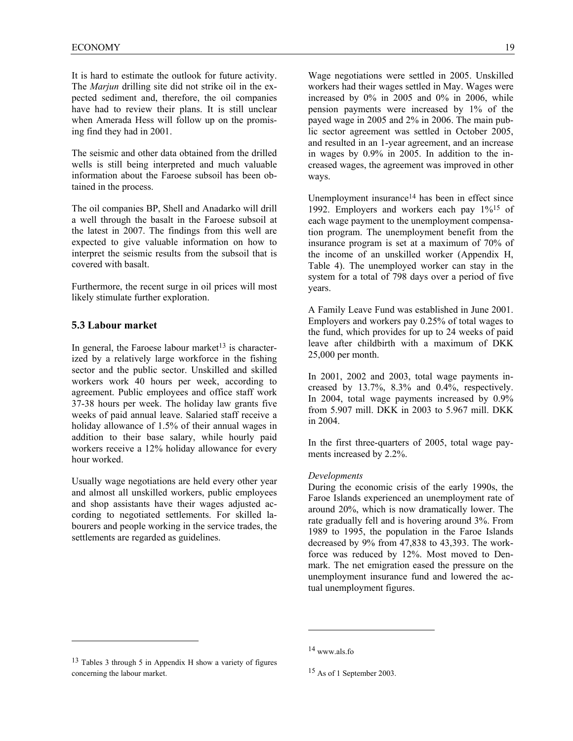It is hard to estimate the outlook for future activity. The *Marjun* drilling site did not strike oil in the expected sediment and, therefore, the oil companies have had to review their plans. It is still unclear when Amerada Hess will follow up on the promising find they had in 2001.

The seismic and other data obtained from the drilled wells is still being interpreted and much valuable information about the Faroese subsoil has been obtained in the process.

The oil companies BP, Shell and Anadarko will drill a well through the basalt in the Faroese subsoil at the latest in 2007. The findings from this well are expected to give valuable information on how to interpret the seismic results from the subsoil that is covered with basalt.

Furthermore, the recent surge in oil prices will most likely stimulate further exploration.

### 5.3 Labour market

In general, the Faroese labour market[13] is characterized by a relatively large workforce in the fishing sector and the public sector. Unskilled and skilled workers work 40 hours per week, according to agreement. Public employees and office staff work 37-38 hours per week. The holiday law grants five weeks of paid annual leave. Salaried staff receive a holiday allowance of 1.5% of their annual wages in addition to their base salary, while hourly paid workers receive a 12% holiday allowance for every hour worked.

Usually wage negotiations are held every other year and almost all unskilled workers, public employees and shop assistants have their wages adjusted according to negotiated settlements. For skilled labourers and people working in the service trades, the settlements are regarded as guidelines.

Wage negotiations were settled in 2005. Unskilled workers had their wages settled in May. Wages were increased by 0% in 2005 and 0% in 2006, while pension payments were increased by 1% of the payed wage in 2005 and 2% in 2006. The main public sector agreement was settled in October 2005, and resulted in an 1-year agreement, and an increase in wages by 0.9% in 2005. In addition to the increased wages, the agreement was improved in other ways.

Unemployment insurance[14] has been in effect since 1992. Employers and workers each pay 1%[15] of each wage payment to the unemployment compensation program. The unemployment benefit from the insurance program is set at a maximum of 70% of the income of an unskilled worker (Appendix H, Table 4). The unemployed worker can stay in the system for a total of 798 days over a period of five years.

A Family Leave Fund was established in June 2001. Employers and workers pay 0.25% of total wages to the fund, which provides for up to 24 weeks of paid leave after childbirth with a maximum of DKK 25,000 per month.

In 2001, 2002 and 2003, total wage payments increased by 13.7%, 8.3% and 0.4%, respectively. In 2004, total wage payments increased by 0.9% from 5.907 mill. DKK in 2003 to 5.967 mill. DKK in 2004.

In the first three-quarters of 2005, total wage payments increased by 2.2%.

*Developments*

During the economic crisis of the early 1990s, the Faroe Islands experienced an unemployment rate of around 20%, which is now dramatically lower. The rate gradually fell and is hovering around 3%. From 1989 to 1995, the population in the Faroe Islands decreased by 9% from 47,838 to 43,393. The workforce was reduced by 12%. Most moved to Denmark. The net emigration eased the pressure on the unemployment insurance fund and lowered the actual unemployment figures.

---

[13] Tables 3 through 5 in Appendix H show a variety of figures concerning the labour market.

[14] www.als.fo

[15] As of 1 September 2003.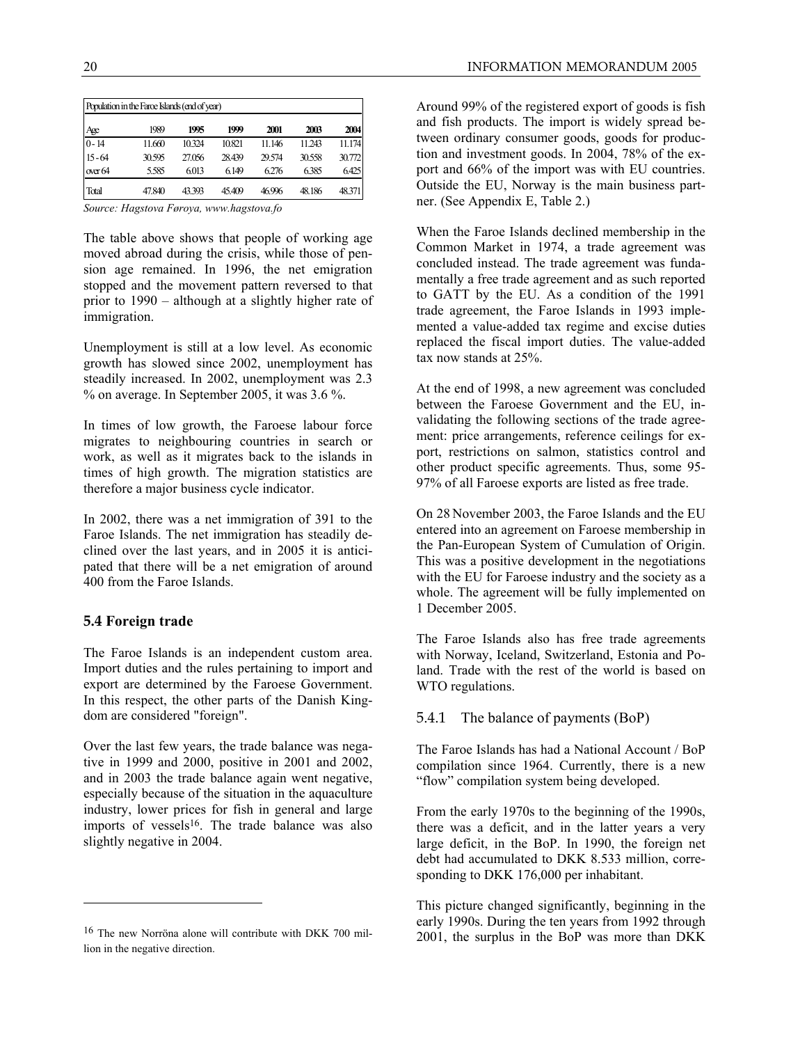| Population in the Faroe Islands (end of year) | | | | | | |
|---|---|---|---|---|---|---|
| Age | 1989 | 1995 | 1999 | 2001 | 2003 | 2004 |
| 0 - 14 | 11.660 | 10.324 | 10.821 | 11.146 | 11.243 | 11.174 |
| 15 - 64 | 30.595 | 27.056 | 28.439 | 29.574 | 30.558 | 30.772 |
| over 64 | 5.585 | 6.013 | 6.149 | 6.276 | 6.385 | 6.425 |
| Total | 47.840 | 43.393 | 45.409 | 46.996 | 48.186 | 48.371 |

*Source: Hagstova Føroya, www.hagstova.fo*

The table above shows that people of working age moved abroad during the crisis, while those of pension age remained. In 1996, the net emigration stopped and the movement pattern reversed to that prior to 1990 – although at a slightly higher rate of immigration.

Unemployment is still at a low level. As economic growth has slowed since 2002, unemployment has steadily increased. In 2002, unemployment was 2.3 % on average. In September 2005, it was 3.6 %.

In times of low growth, the Faroese labour force migrates to neighbouring countries in search or work, as well as it migrates back to the islands in times of high growth. The migration statistics are therefore a major business cycle indicator.

In 2002, there was a net immigration of 391 to the Faroe Islands. The net immigration has steadily declined over the last years, and in 2005 it is anticipated that there will be a net emigration of around 400 from the Faroe Islands.

### 5.4 Foreign trade

The Faroe Islands is an independent custom area. Import duties and the rules pertaining to import and export are determined by the Faroese Government. In this respect, the other parts of the Danish Kingdom are considered "foreign".

Over the last few years, the trade balance was negative in 1999 and 2000, positive in 2001 and 2002, and in 2003 the trade balance again went negative, especially because of the situation in the aquaculture industry, lower prices for fish in general and large imports of vessels[16]. The trade balance was also slightly negative in 2004.

[16] The new Norröna alone will contribute with DKK 700 million in the negative direction.

Around 99% of the registered export of goods is fish and fish products. The import is widely spread between ordinary consumer goods, goods for production and investment goods. In 2004, 78% of the export and 66% of the import was with EU countries. Outside the EU, Norway is the main business partner. (See Appendix E, Table 2.)

When the Faroe Islands declined membership in the Common Market in 1974, a trade agreement was concluded instead. The trade agreement was fundamentally a free trade agreement and as such reported to GATT by the EU. As a condition of the 1991 trade agreement, the Faroe Islands in 1993 implemented a value-added tax regime and excise duties replaced the fiscal import duties. The value-added tax now stands at 25%.

At the end of 1998, a new agreement was concluded between the Faroese Government and the EU, invalidating the following sections of the trade agreement: price arrangements, reference ceilings for export, restrictions on salmon, statistics control and other product specific agreements. Thus, some 95-97% of all Faroese exports are listed as free trade.

On 28 November 2003, the Faroe Islands and the EU entered into an agreement on Faroese membership in the Pan-European System of Cumulation of Origin. This was a positive development in the negotiations with the EU for Faroese industry and the society as a whole. The agreement will be fully implemented on 1 December 2005.

The Faroe Islands also has free trade agreements with Norway, Iceland, Switzerland, Estonia and Poland. Trade with the rest of the world is based on WTO regulations.

#### 5.4.1 The balance of payments (BoP)

The Faroe Islands has had a National Account / BoP compilation since 1964. Currently, there is a new "flow" compilation system being developed.

From the early 1970s to the beginning of the 1990s, there was a deficit, and in the latter years a very large deficit, in the BoP. In 1990, the foreign net debt had accumulated to DKK 8.533 million, corresponding to DKK 176,000 per inhabitant.

This picture changed significantly, beginning in the early 1990s. During the ten years from 1992 through 2001, the surplus in the BoP was more than DKK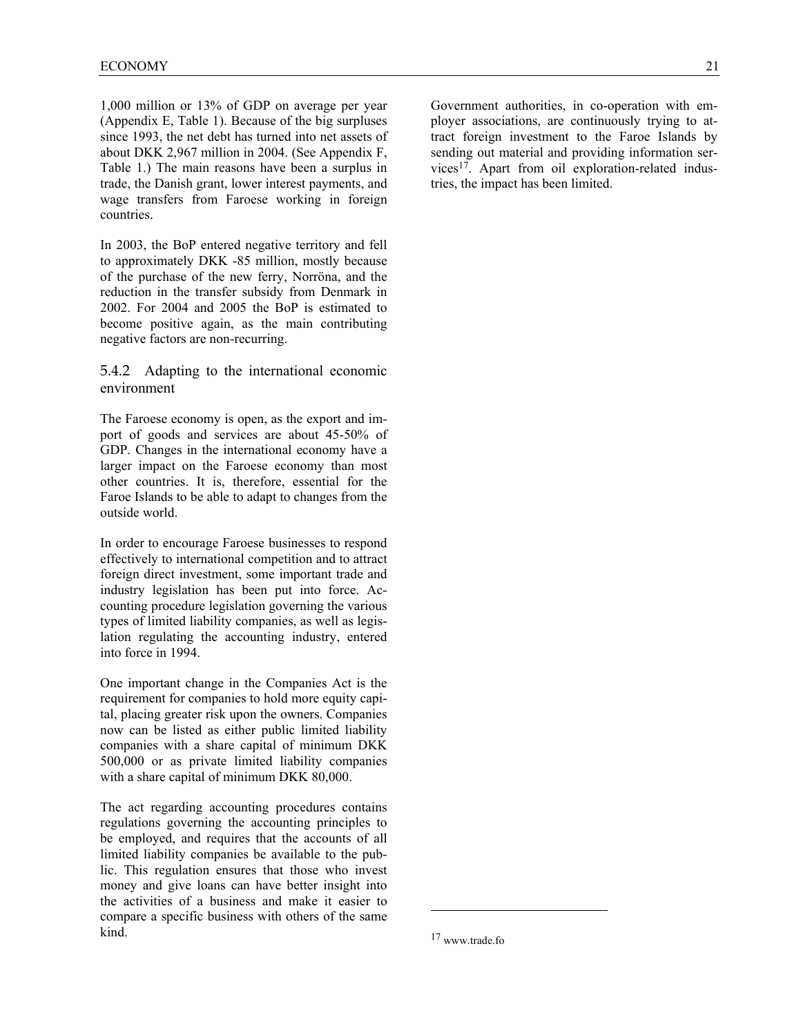1,000 million or 13% of GDP on average per year (Appendix E, Table 1). Because of the big surpluses since 1993, the net debt has turned into net assets of about DKK 2,967 million in 2004. (See Appendix F, Table 1.) The main reasons have been a surplus in trade, the Danish grant, lower interest payments, and wage transfers from Faroese working in foreign countries.

In 2003, the BoP entered negative territory and fell to approximately DKK -85 million, mostly because of the purchase of the new ferry, Norröna, and the reduction in the transfer subsidy from Denmark in 2002. For 2004 and 2005 the BoP is estimated to become positive again, as the main contributing negative factors are non-recurring.

### 5.4.2 Adapting to the international economic environment

The Faroese economy is open, as the export and import of goods and services are about 45-50% of GDP. Changes in the international economy have a larger impact on the Faroese economy than most other countries. It is, therefore, essential for the Faroe Islands to be able to adapt to changes from the outside world.

In order to encourage Faroese businesses to respond effectively to international competition and to attract foreign direct investment, some important trade and industry legislation has been put into force. Accounting procedure legislation governing the various types of limited liability companies, as well as legislation regulating the accounting industry, entered into force in 1994.

One important change in the Companies Act is the requirement for companies to hold more equity capital, placing greater risk upon the owners. Companies now can be listed as either public limited liability companies with a share capital of minimum DKK 500,000 or as private limited liability companies with a share capital of minimum DKK 80,000.

The act regarding accounting procedures contains regulations governing the accounting principles to be employed, and requires that the accounts of all limited liability companies be available to the public. This regulation ensures that those who invest money and give loans can have better insight into the activities of a business and make it easier to compare a specific business with others of the same kind.

Government authorities, in co-operation with employer associations, are continuously trying to attract foreign investment to the Faroe Islands by sending out material and providing information services[17]. Apart from oil exploration-related industries, the impact has been limited.

[17] www.trade.fo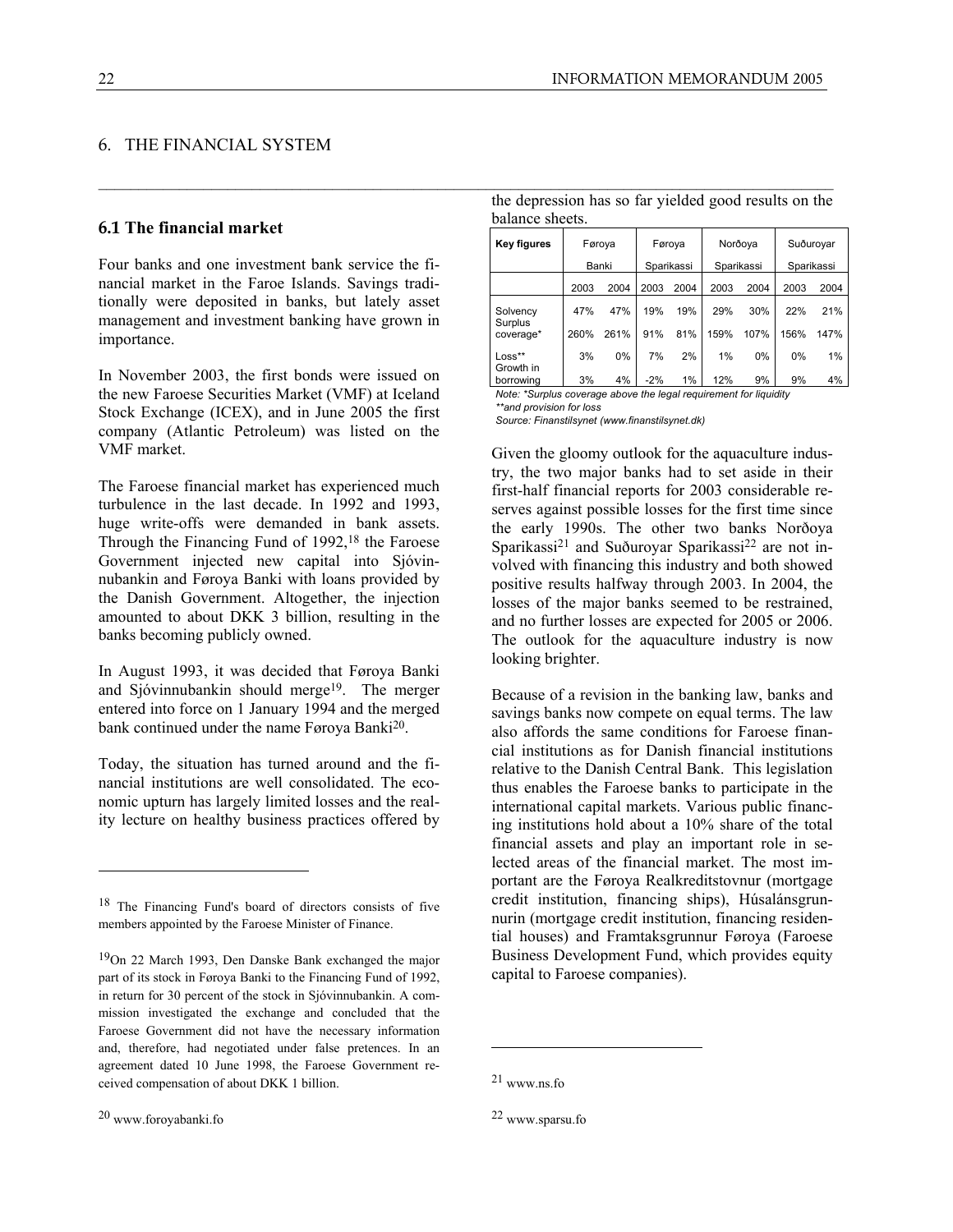# 6. THE FINANCIAL SYSTEM

## 6.1 The financial market

Four banks and one investment bank service the financial market in the Faroe Islands. Savings traditionally were deposited in banks, but lately asset management and investment banking have grown in importance.

In November 2003, the first bonds were issued on the new Faroese Securities Market (VMF) at Iceland Stock Exchange (ICEX), and in June 2005 the first company (Atlantic Petroleum) was listed on the VMF market.

The Faroese financial market has experienced much turbulence in the last decade. In 1992 and 1993, huge write-offs were demanded in bank assets. Through the Financing Fund of 1992,[18] the Faroese Government injected new capital into Sjóvinnubankin and Føroya Banki with loans provided by the Danish Government. Altogether, the injection amounted to about DKK 3 billion, resulting in the banks becoming publicly owned.

In August 1993, it was decided that Føroya Banki and Sjóvinnubankin should merge[19]. The merger entered into force on 1 January 1994 and the merged bank continued under the name Føroya Banki[20].

Today, the situation has turned around and the financial institutions are well consolidated. The economic upturn has largely limited losses and the reality lecture on healthy business practices offered by the depression has so far yielded good results on the balance sheets.

| Key figures | Føroya Banki | | Føroya Sparikassi | | Norðoya Sparikassi | | Suðuroyar Sparikassi | |
|---|---|---|---|---|---|---|---|---|
| | 2003 | 2004 | 2003 | 2004 | 2003 | 2004 | 2003 | 2004 |
| Solvency | 47% | 47% | 19% | 19% | 29% | 30% | 22% | 21% |
| Surplus coverage* | 260% | 261% | 91% | 81% | 159% | 107% | 156% | 147% |
| Loss** | 3% | 0% | 7% | 2% | 1% | 0% | 0% | 1% |
| Growth in borrowing | 3% | 4% | -2% | 1% | 12% | 9% | 9% | 4% |

*Note: *Surplus coverage above the legal requirement for liquidity*
*\*\*and provision for loss*
*Source: Finanstilsynet (www.finanstilsynet.dk)*

Given the gloomy outlook for the aquaculture industry, the two major banks had to set aside in their first-half financial reports for 2003 considerable reserves against possible losses for the first time since the early 1990s. The other two banks Norðoya Sparikassi[21] and Suðuroyar Sparikassi[22] are not involved with financing this industry and both showed positive results halfway through 2003. In 2004, the losses of the major banks seemed to be restrained, and no further losses are expected for 2005 or 2006. The outlook for the aquaculture industry is now looking brighter.

Because of a revision in the banking law, banks and savings banks now compete on equal terms. The law also affords the same conditions for Faroese financial institutions as for Danish financial institutions relative to the Danish Central Bank. This legislation thus enables the Faroese banks to participate in the international capital markets. Various public financing institutions hold about a 10% share of the total financial assets and play an important role in selected areas of the financial market. The most important are the Føroya Realkreditstovnur (mortgage credit institution, financing ships), Húsalánsgrunnurin (mortgage credit institution, financing residential houses) and Framtaksgrunnur Føroya (Faroese Business Development Fund, which provides equity capital to Faroese companies).

---

[18] The Financing Fund's board of directors consists of five members appointed by the Faroese Minister of Finance.

[19] On 22 March 1993, Den Danske Bank exchanged the major part of its stock in Føroya Banki to the Financing Fund of 1992, in return for 30 percent of the stock in Sjóvinnubankin. A commission investigated the exchange and concluded that the Faroese Government did not have the necessary information and, therefore, had negotiated under false pretences. In an agreement dated 10 June 1998, the Faroese Government received compensation of about DKK 1 billion.

[20] www.foroyabanki.fo

[21] www.ns.fo

[22] www.sparsu.fo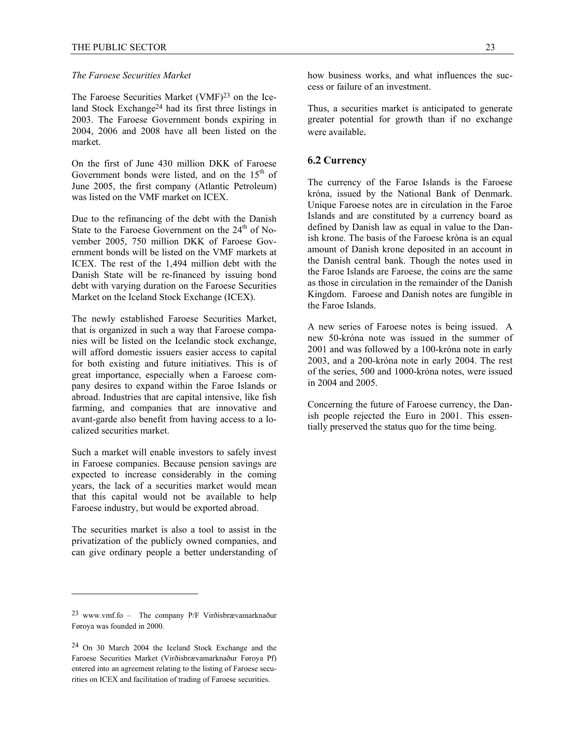*The Faroese Securities Market*

The Faroese Securities Market (VMF)[23] on the Iceland Stock Exchange[24] had its first three listings in 2003. The Faroese Government bonds expiring in 2004, 2006 and 2008 have all been listed on the market.

On the first of June 430 million DKK of Faroese Government bonds were listed, and on the 15th of June 2005, the first company (Atlantic Petroleum) was listed on the VMF market on ICEX.

Due to the refinancing of the debt with the Danish State to the Faroese Government on the 24th of November 2005, 750 million DKK of Faroese Government bonds will be listed on the VMF markets at ICEX. The rest of the 1,494 million debt with the Danish State will be re-financed by issuing bond debt with varying duration on the Faroese Securities Market on the Iceland Stock Exchange (ICEX).

The newly established Faroese Securities Market, that is organized in such a way that Faroese companies will be listed on the Icelandic stock exchange, will afford domestic issuers easier access to capital for both existing and future initiatives. This is of great importance, especially when a Faroese company desires to expand within the Faroe Islands or abroad. Industries that are capital intensive, like fish farming, and companies that are innovative and avant-garde also benefit from having access to a localized securities market.

Such a market will enable investors to safely invest in Faroese companies. Because pension savings are expected to increase considerably in the coming years, the lack of a securities market would mean that this capital would not be available to help Faroese industry, but would be exported abroad.

The securities market is also a tool to assist in the privatization of the publicly owned companies, and can give ordinary people a better understanding of how business works, and what influences the success or failure of an investment.

Thus, a securities market is anticipated to generate greater potential for growth than if no exchange were available.

## 6.2 Currency

The currency of the Faroe Islands is the Faroese króna, issued by the National Bank of Denmark. Unique Faroese notes are in circulation in the Faroe Islands and are constituted by a currency board as defined by Danish law as equal in value to the Danish krone. The basis of the Faroese króna is an equal amount of Danish krone deposited in an account in the Danish central bank. Though the notes used in the Faroe Islands are Faroese, the coins are the same as those in circulation in the remainder of the Danish Kingdom. Faroese and Danish notes are fungible in the Faroe Islands.

A new series of Faroese notes is being issued. A new 50-króna note was issued in the summer of 2001 and was followed by a 100-króna note in early 2003, and a 200-króna note in early 2004. The rest of the series, 500 and 1000-króna notes, were issued in 2004 and 2005.

Concerning the future of Faroese currency, the Danish people rejected the Euro in 2001. This essentially preserved the status quo for the time being.

---

[23] www.vmf.fo – The company P/F Virðisbrævamarknaður Føroya was founded in 2000.

[24] On 30 March 2004 the Iceland Stock Exchange and the Faroese Securities Market (Virðisbrævamarknaður Føroya Pf) entered into an agreement relating to the listing of Faroese securities on ICEX and facilitation of trading of Faroese securities.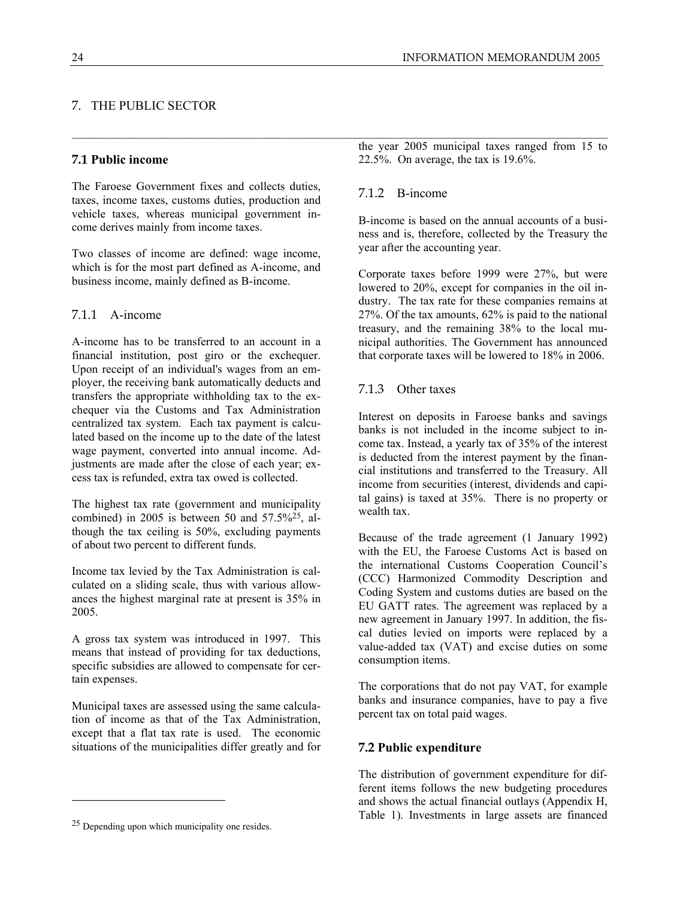# 7. THE PUBLIC SECTOR

## 7.1 Public income

The Faroese Government fixes and collects duties, taxes, income taxes, customs duties, production and vehicle taxes, whereas municipal government income derives mainly from income taxes.

Two classes of income are defined: wage income, which is for the most part defined as A-income, and business income, mainly defined as B-income.

### 7.1.1 A-income

A-income has to be transferred to an account in a financial institution, post giro or the exchequer. Upon receipt of an individual's wages from an employer, the receiving bank automatically deducts and transfers the appropriate withholding tax to the exchequer via the Customs and Tax Administration centralized tax system. Each tax payment is calculated based on the income up to the date of the latest wage payment, converted into annual income. Adjustments are made after the close of each year; excess tax is refunded, extra tax owed is collected.

The highest tax rate (government and municipality combined) in 2005 is between 50 and 57.5%[25], although the tax ceiling is 50%, excluding payments of about two percent to different funds.

Income tax levied by the Tax Administration is calculated on a sliding scale, thus with various allowances the highest marginal rate at present is 35% in 2005.

A gross tax system was introduced in 1997. This means that instead of providing for tax deductions, specific subsidies are allowed to compensate for certain expenses.

Municipal taxes are assessed using the same calculation of income as that of the Tax Administration, except that a flat tax rate is used. The economic situations of the municipalities differ greatly and for the year 2005 municipal taxes ranged from 15 to 22.5%. On average, the tax is 19.6%.

### 7.1.2 B-income

B-income is based on the annual accounts of a business and is, therefore, collected by the Treasury the year after the accounting year.

Corporate taxes before 1999 were 27%, but were lowered to 20%, except for companies in the oil industry. The tax rate for these companies remains at 27%. Of the tax amounts, 62% is paid to the national treasury, and the remaining 38% to the local municipal authorities. The Government has announced that corporate taxes will be lowered to 18% in 2006.

### 7.1.3 Other taxes

Interest on deposits in Faroese banks and savings banks is not included in the income subject to income tax. Instead, a yearly tax of 35% of the interest is deducted from the interest payment by the financial institutions and transferred to the Treasury. All income from securities (interest, dividends and capital gains) is taxed at 35%. There is no property or wealth tax.

Because of the trade agreement (1 January 1992) with the EU, the Faroese Customs Act is based on the international Customs Cooperation Council's (CCC) Harmonized Commodity Description and Coding System and customs duties are based on the EU GATT rates. The agreement was replaced by a new agreement in January 1997. In addition, the fiscal duties levied on imports were replaced by a value-added tax (VAT) and excise duties on some consumption items.

The corporations that do not pay VAT, for example banks and insurance companies, have to pay a five percent tax on total paid wages.

## 7.2 Public expenditure

The distribution of government expenditure for different items follows the new budgeting procedures and shows the actual financial outlays (Appendix H, Table 1). Investments in large assets are financed

---

[25] Depending upon which municipality one resides.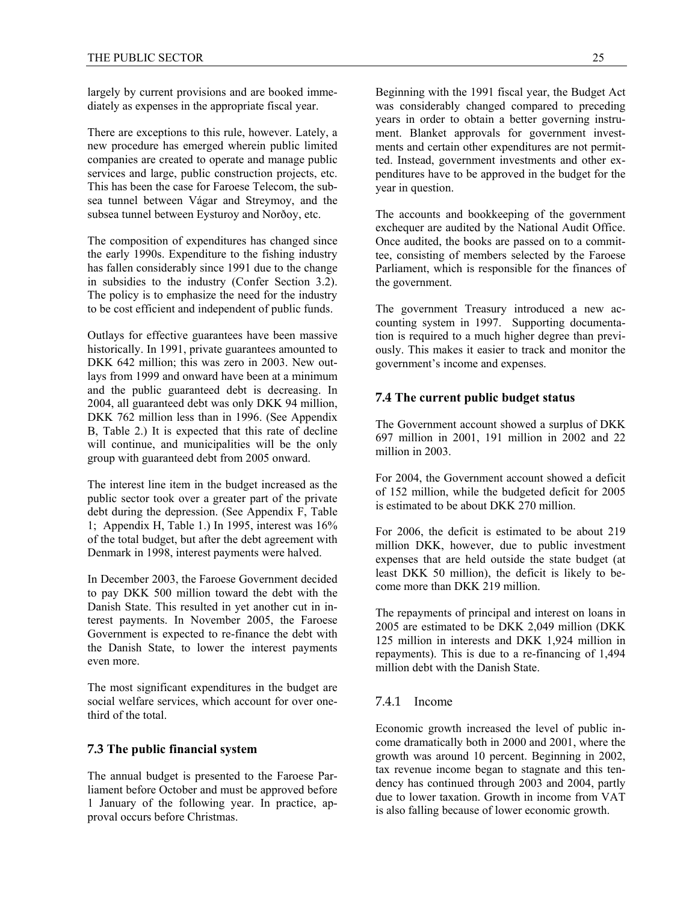largely by current provisions and are booked immediately as expenses in the appropriate fiscal year.

There are exceptions to this rule, however. Lately, a new procedure has emerged wherein public limited companies are created to operate and manage public services and large, public construction projects, etc. This has been the case for Faroese Telecom, the subsea tunnel between Vágar and Streymoy, and the subsea tunnel between Eysturoy and Norðoy, etc.

The composition of expenditures has changed since the early 1990s. Expenditure to the fishing industry has fallen considerably since 1991 due to the change in subsidies to the industry (Confer Section 3.2). The policy is to emphasize the need for the industry to be cost efficient and independent of public funds.

Outlays for effective guarantees have been massive historically. In 1991, private guarantees amounted to DKK 642 million; this was zero in 2003. New outlays from 1999 and onward have been at a minimum and the public guaranteed debt is decreasing. In 2004, all guaranteed debt was only DKK 94 million, DKK 762 million less than in 1996. (See Appendix B, Table 2.) It is expected that this rate of decline will continue, and municipalities will be the only group with guaranteed debt from 2005 onward.

The interest line item in the budget increased as the public sector took over a greater part of the private debt during the depression. (See Appendix F, Table 1; Appendix H, Table 1.) In 1995, interest was 16% of the total budget, but after the debt agreement with Denmark in 1998, interest payments were halved.

In December 2003, the Faroese Government decided to pay DKK 500 million toward the debt with the Danish State. This resulted in yet another cut in interest payments. In November 2005, the Faroese Government is expected to re-finance the debt with the Danish State, to lower the interest payments even more.

The most significant expenditures in the budget are social welfare services, which account for over one-third of the total.

### 7.3 The public financial system

The annual budget is presented to the Faroese Parliament before October and must be approved before 1 January of the following year. In practice, approval occurs before Christmas.

Beginning with the 1991 fiscal year, the Budget Act was considerably changed compared to preceding years in order to obtain a better governing instrument. Blanket approvals for government investments and certain other expenditures are not permitted. Instead, government investments and other expenditures have to be approved in the budget for the year in question.

The accounts and bookkeeping of the government exchequer are audited by the National Audit Office. Once audited, the books are passed on to a committee, consisting of members selected by the Faroese Parliament, which is responsible for the finances of the government.

The government Treasury introduced a new accounting system in 1997. Supporting documentation is required to a much higher degree than previously. This makes it easier to track and monitor the government's income and expenses.

### 7.4 The current public budget status

The Government account showed a surplus of DKK 697 million in 2001, 191 million in 2002 and 22 million in 2003.

For 2004, the Government account showed a deficit of 152 million, while the budgeted deficit for 2005 is estimated to be about DKK 270 million.

For 2006, the deficit is estimated to be about 219 million DKK, however, due to public investment expenses that are held outside the state budget (at least DKK 50 million), the deficit is likely to become more than DKK 219 million.

The repayments of principal and interest on loans in 2005 are estimated to be DKK 2,049 million (DKK 125 million in interests and DKK 1,924 million in repayments). This is due to a re-financing of 1,494 million debt with the Danish State.

#### 7.4.1 Income

Economic growth increased the level of public income dramatically both in 2000 and 2001, where the growth was around 10 percent. Beginning in 2002, tax revenue income began to stagnate and this tendency has continued through 2003 and 2004, partly due to lower taxation. Growth in income from VAT is also falling because of lower economic growth.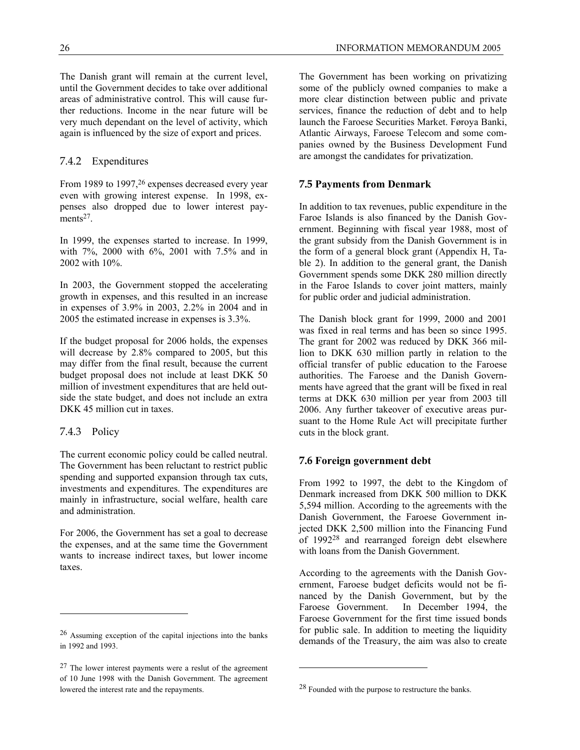The Danish grant will remain at the current level, until the Government decides to take over additional areas of administrative control. This will cause further reductions. Income in the near future will be very much dependant on the level of activity, which again is influenced by the size of export and prices.

### 7.4.2 Expenditures

From 1989 to 1997,[26] expenses decreased every year even with growing interest expense. In 1998, expenses also dropped due to lower interest payments[27].

In 1999, the expenses started to increase. In 1999, with 7%, 2000 with 6%, 2001 with 7.5% and in 2002 with 10%.

In 2003, the Government stopped the accelerating growth in expenses, and this resulted in an increase in expenses of 3.9% in 2003, 2.2% in 2004 and in 2005 the estimated increase in expenses is 3.3%.

If the budget proposal for 2006 holds, the expenses will decrease by 2.8% compared to 2005, but this may differ from the final result, because the current budget proposal does not include at least DKK 50 million of investment expenditures that are held outside the state budget, and does not include an extra DKK 45 million cut in taxes.

### 7.4.3 Policy

The current economic policy could be called neutral. The Government has been reluctant to restrict public spending and supported expansion through tax cuts, investments and expenditures. The expenditures are mainly in infrastructure, social welfare, health care and administration.

For 2006, the Government has set a goal to decrease the expenses, and at the same time the Government wants to increase indirect taxes, but lower income taxes.

The Government has been working on privatizing some of the publicly owned companies to make a more clear distinction between public and private services, finance the reduction of debt and to help launch the Faroese Securities Market. Føroya Banki, Atlantic Airways, Faroese Telecom and some companies owned by the Business Development Fund are amongst the candidates for privatization.

## 7.5 Payments from Denmark

In addition to tax revenues, public expenditure in the Faroe Islands is also financed by the Danish Government. Beginning with fiscal year 1988, most of the grant subsidy from the Danish Government is in the form of a general block grant (Appendix H, Table 2). In addition to the general grant, the Danish Government spends some DKK 280 million directly in the Faroe Islands to cover joint matters, mainly for public order and judicial administration.

The Danish block grant for 1999, 2000 and 2001 was fixed in real terms and has been so since 1995. The grant for 2002 was reduced by DKK 366 million to DKK 630 million partly in relation to the official transfer of public education to the Faroese authorities. The Faroese and the Danish Governments have agreed that the grant will be fixed in real terms at DKK 630 million per year from 2003 till 2006. Any further takeover of executive areas pursuant to the Home Rule Act will precipitate further cuts in the block grant.

## 7.6 Foreign government debt

From 1992 to 1997, the debt to the Kingdom of Denmark increased from DKK 500 million to DKK 5,594 million. According to the agreements with the Danish Government, the Faroese Government injected DKK 2,500 million into the Financing Fund of 1992[28] and rearranged foreign debt elsewhere with loans from the Danish Government.

According to the agreements with the Danish Government, Faroese budget deficits would not be financed by the Danish Government, but by the Faroese Government. In December 1994, the Faroese Government for the first time issued bonds for public sale. In addition to meeting the liquidity demands of the Treasury, the aim was also to create

---

[26] Assuming exception of the capital injections into the banks in 1992 and 1993.

[27] The lower interest payments were a reslut of the agreement of 10 June 1998 with the Danish Government. The agreement lowered the interest rate and the repayments.

[28] Founded with the purpose to restructure the banks.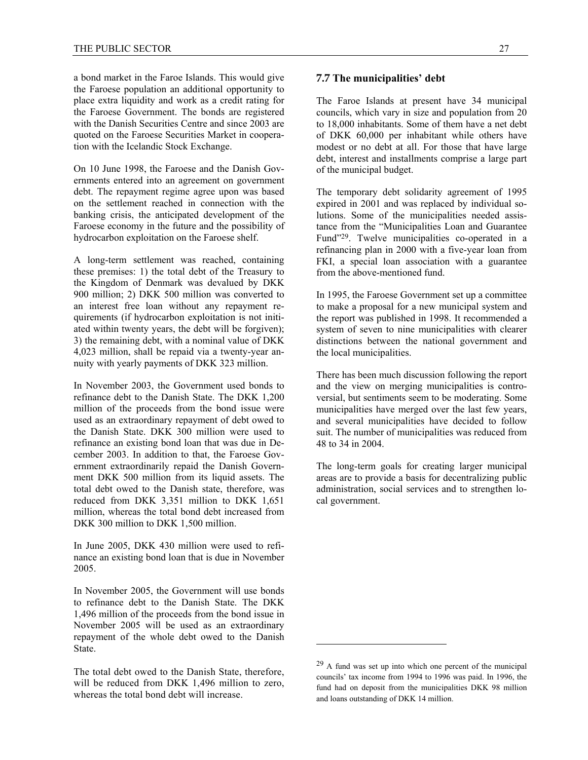a bond market in the Faroe Islands. This would give the Faroese population an additional opportunity to place extra liquidity and work as a credit rating for the Faroese Government. The bonds are registered with the Danish Securities Centre and since 2003 are quoted on the Faroese Securities Market in cooperation with the Icelandic Stock Exchange.

On 10 June 1998, the Faroese and the Danish Governments entered into an agreement on government debt. The repayment regime agree upon was based on the settlement reached in connection with the banking crisis, the anticipated development of the Faroese economy in the future and the possibility of hydrocarbon exploitation on the Faroese shelf.

A long-term settlement was reached, containing these premises: 1) the total debt of the Treasury to the Kingdom of Denmark was devalued by DKK 900 million; 2) DKK 500 million was converted to an interest free loan without any repayment requirements (if hydrocarbon exploitation is not initiated within twenty years, the debt will be forgiven); 3) the remaining debt, with a nominal value of DKK 4,023 million, shall be repaid via a twenty-year annuity with yearly payments of DKK 323 million.

In November 2003, the Government used bonds to refinance debt to the Danish State. The DKK 1,200 million of the proceeds from the bond issue were used as an extraordinary repayment of debt owed to the Danish State. DKK 300 million were used to refinance an existing bond loan that was due in December 2003. In addition to that, the Faroese Government extraordinarily repaid the Danish Government DKK 500 million from its liquid assets. The total debt owed to the Danish state, therefore, was reduced from DKK 3,351 million to DKK 1,651 million, whereas the total bond debt increased from DKK 300 million to DKK 1,500 million.

In June 2005, DKK 430 million were used to refinance an existing bond loan that is due in November 2005.

In November 2005, the Government will use bonds to refinance debt to the Danish State. The DKK 1,496 million of the proceeds from the bond issue in November 2005 will be used as an extraordinary repayment of the whole debt owed to the Danish State.

The total debt owed to the Danish State, therefore, will be reduced from DKK 1,496 million to zero, whereas the total bond debt will increase.

## 7.7 The municipalities' debt

The Faroe Islands at present have 34 municipal councils, which vary in size and population from 20 to 18,000 inhabitants. Some of them have a net debt of DKK 60,000 per inhabitant while others have modest or no debt at all. For those that have large debt, interest and installments comprise a large part of the municipal budget.

The temporary debt solidarity agreement of 1995 expired in 2001 and was replaced by individual solutions. Some of the municipalities needed assistance from the "Municipalities Loan and Guarantee Fund"[29]. Twelve municipalities co-operated in a refinancing plan in 2000 with a five-year loan from FKI, a special loan association with a guarantee from the above-mentioned fund.

In 1995, the Faroese Government set up a committee to make a proposal for a new municipal system and the report was published in 1998. It recommended a system of seven to nine municipalities with clearer distinctions between the national government and the local municipalities.

There has been much discussion following the report and the view on merging municipalities is controversial, but sentiments seem to be moderating. Some municipalities have merged over the last few years, and several municipalities have decided to follow suit. The number of municipalities was reduced from 48 to 34 in 2004.

The long-term goals for creating larger municipal areas are to provide a basis for decentralizing public administration, social services and to strengthen local government.

[29] A fund was set up into which one percent of the municipal councils' tax income from 1994 to 1996 was paid. In 1996, the fund had on deposit from the municipalities DKK 98 million and loans outstanding of DKK 14 million.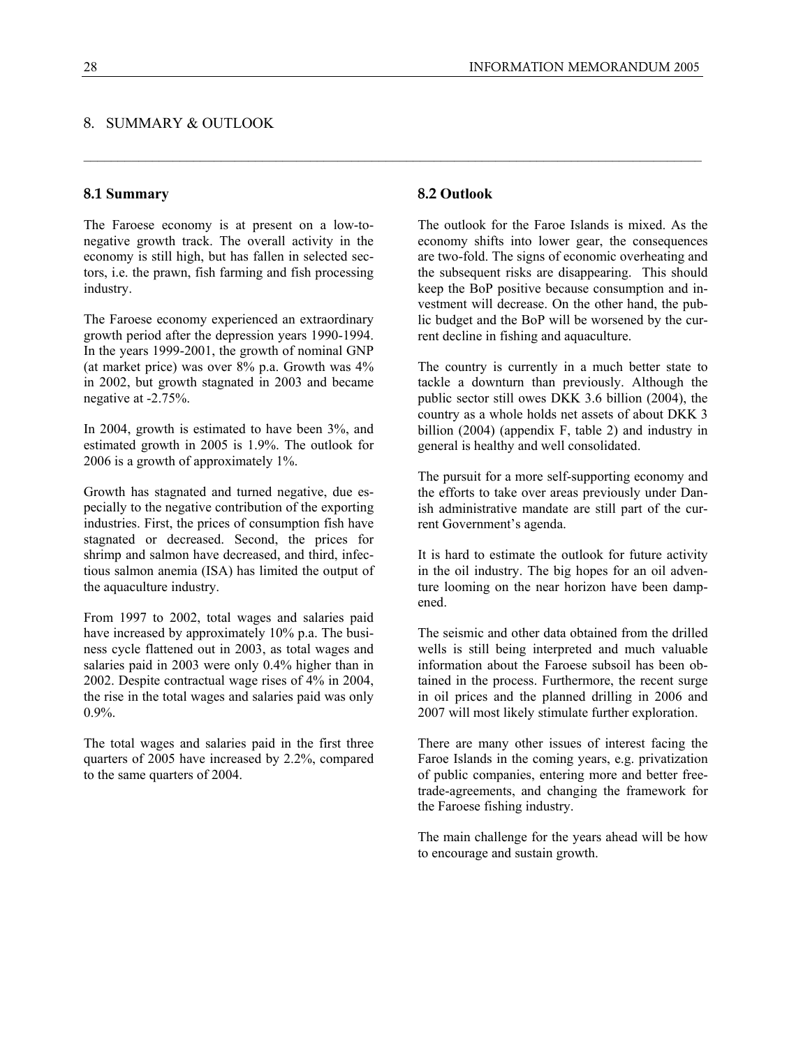## 8. SUMMARY & OUTLOOK

### 8.1 Summary

The Faroese economy is at present on a low-to-negative growth track. The overall activity in the economy is still high, but has fallen in selected sectors, i.e. the prawn, fish farming and fish processing industry.

The Faroese economy experienced an extraordinary growth period after the depression years 1990-1994. In the years 1999-2001, the growth of nominal GNP (at market price) was over 8% p.a. Growth was 4% in 2002, but growth stagnated in 2003 and became negative at -2.75%.

In 2004, growth is estimated to have been 3%, and estimated growth in 2005 is 1.9%. The outlook for 2006 is a growth of approximately 1%.

Growth has stagnated and turned negative, due especially to the negative contribution of the exporting industries. First, the prices of consumption fish have stagnated or decreased. Second, the prices for shrimp and salmon have decreased, and third, infectious salmon anemia (ISA) has limited the output of the aquaculture industry.

From 1997 to 2002, total wages and salaries paid have increased by approximately 10% p.a. The business cycle flattened out in 2003, as total wages and salaries paid in 2003 were only 0.4% higher than in 2002. Despite contractual wage rises of 4% in 2004, the rise in the total wages and salaries paid was only 0.9%.

The total wages and salaries paid in the first three quarters of 2005 have increased by 2.2%, compared to the same quarters of 2004.

### 8.2 Outlook

The outlook for the Faroe Islands is mixed. As the economy shifts into lower gear, the consequences are two-fold. The signs of economic overheating and the subsequent risks are disappearing. This should keep the BoP positive because consumption and investment will decrease. On the other hand, the public budget and the BoP will be worsened by the current decline in fishing and aquaculture.

The country is currently in a much better state to tackle a downturn than previously. Although the public sector still owes DKK 3.6 billion (2004), the country as a whole holds net assets of about DKK 3 billion (2004) (appendix F, table 2) and industry in general is healthy and well consolidated.

The pursuit for a more self-supporting economy and the efforts to take over areas previously under Danish administrative mandate are still part of the current Government's agenda.

It is hard to estimate the outlook for future activity in the oil industry. The big hopes for an oil adventure looming on the near horizon have been dampened.

The seismic and other data obtained from the drilled wells is still being interpreted and much valuable information about the Faroese subsoil has been obtained in the process. Furthermore, the recent surge in oil prices and the planned drilling in 2006 and 2007 will most likely stimulate further exploration.

There are many other issues of interest facing the Faroe Islands in the coming years, e.g. privatization of public companies, entering more and better free-trade-agreements, and changing the framework for the Faroese fishing industry.

The main challenge for the years ahead will be how to encourage and sustain growth.